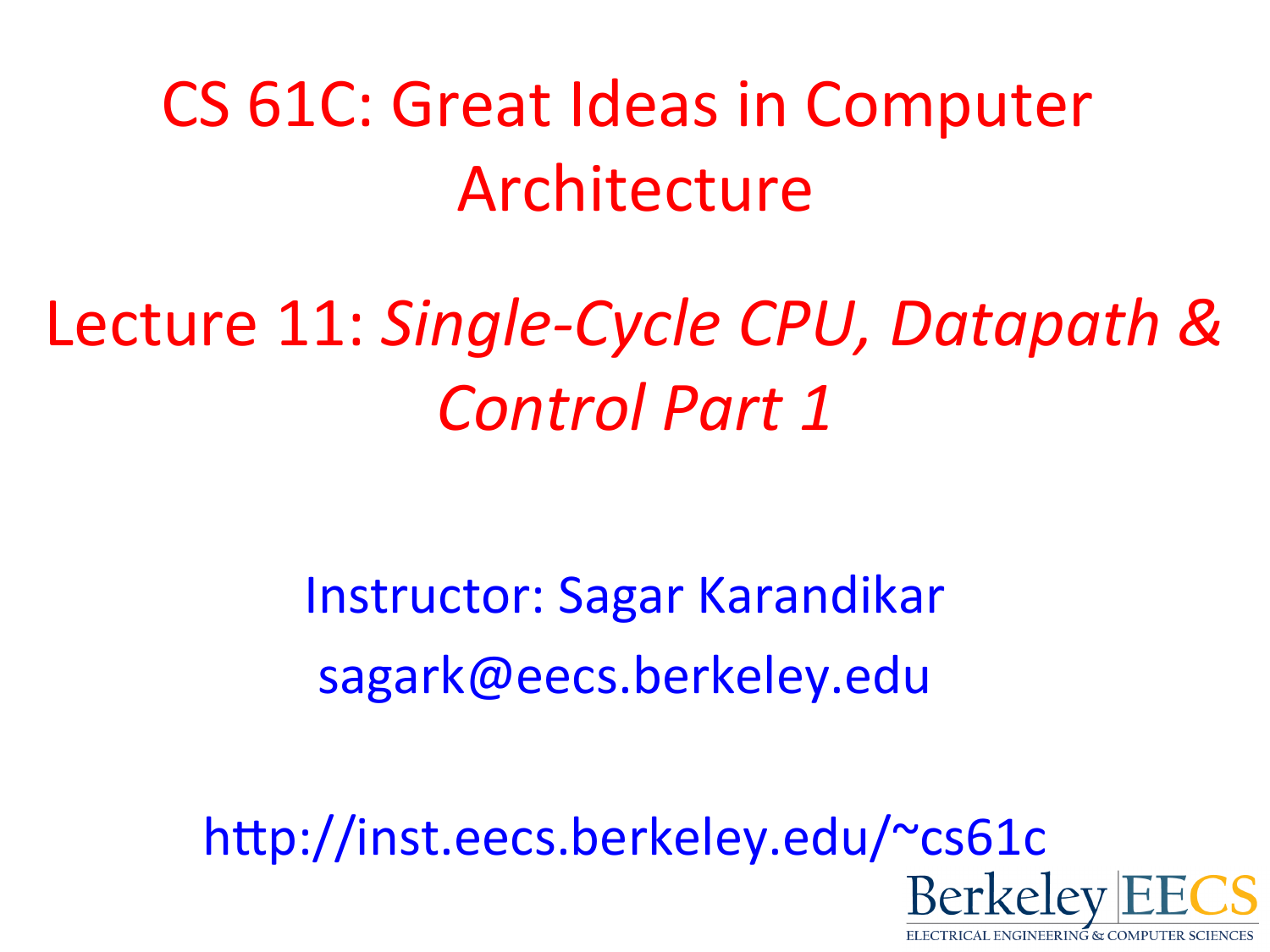# CS 61C: Great Ideas in Computer Architecture

## Lecture 11: *Single-Cycle CPU, Datapath & Control Part 1*

Instructor: Sagar Karandikar

sagark@eecs.berkeley.edu

http://inst.eecs.berkeley.edu/~cs61c

Berkeley EECS

ELECTRICAL ENGINEERING & COMPUTER SCIENCES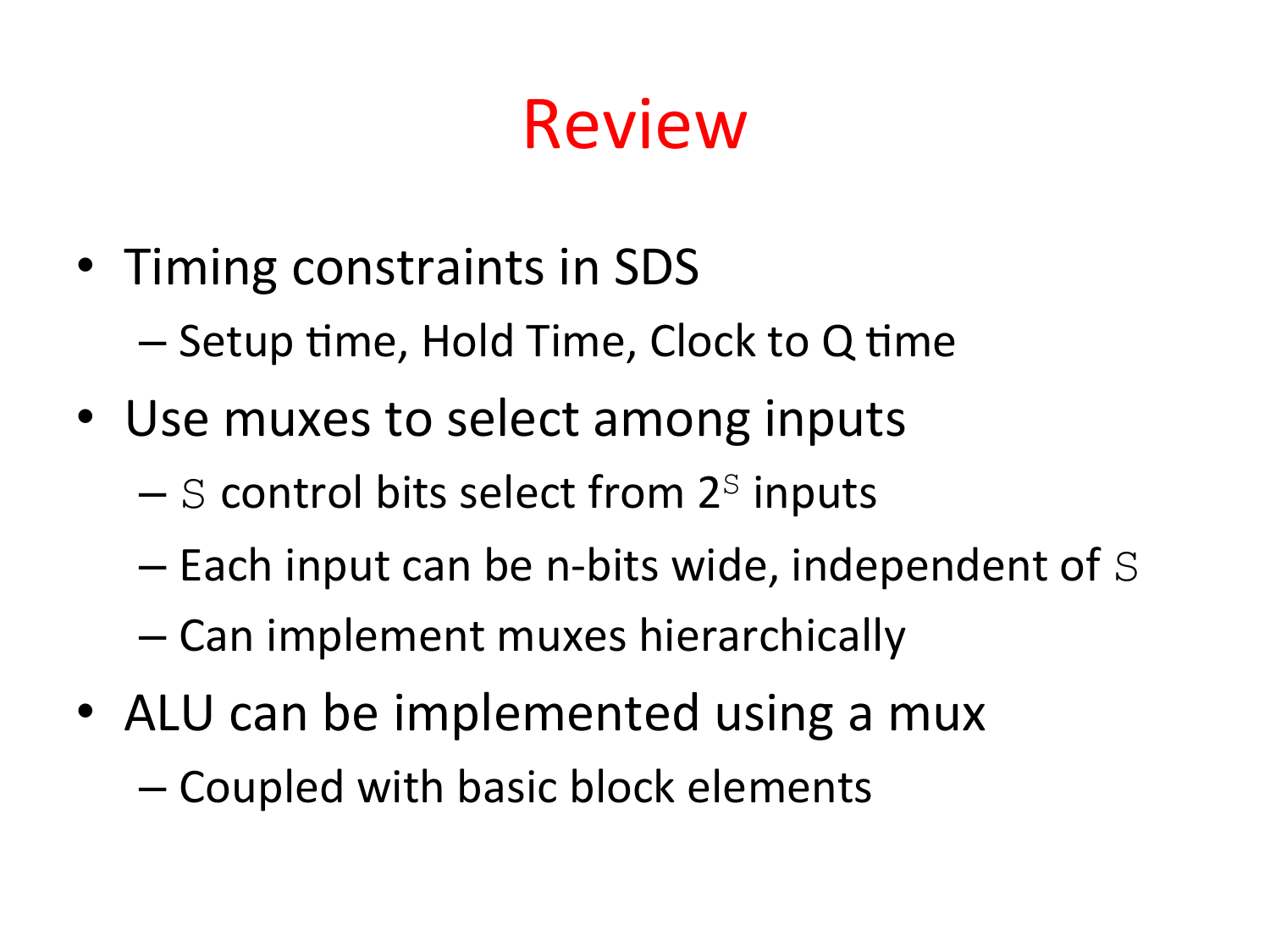# Review

- Timing constraints in SDS
  - Setup time, Hold Time, Clock to Q time
- Use muxes to select among inputs
  - $S$ control bits select from $2^S$ inputs
  - Each input can be n-bits wide, independent of $S$
  - Can implement muxes hierarchically
- ALU can be implemented using a mux
  - Coupled with basic block elements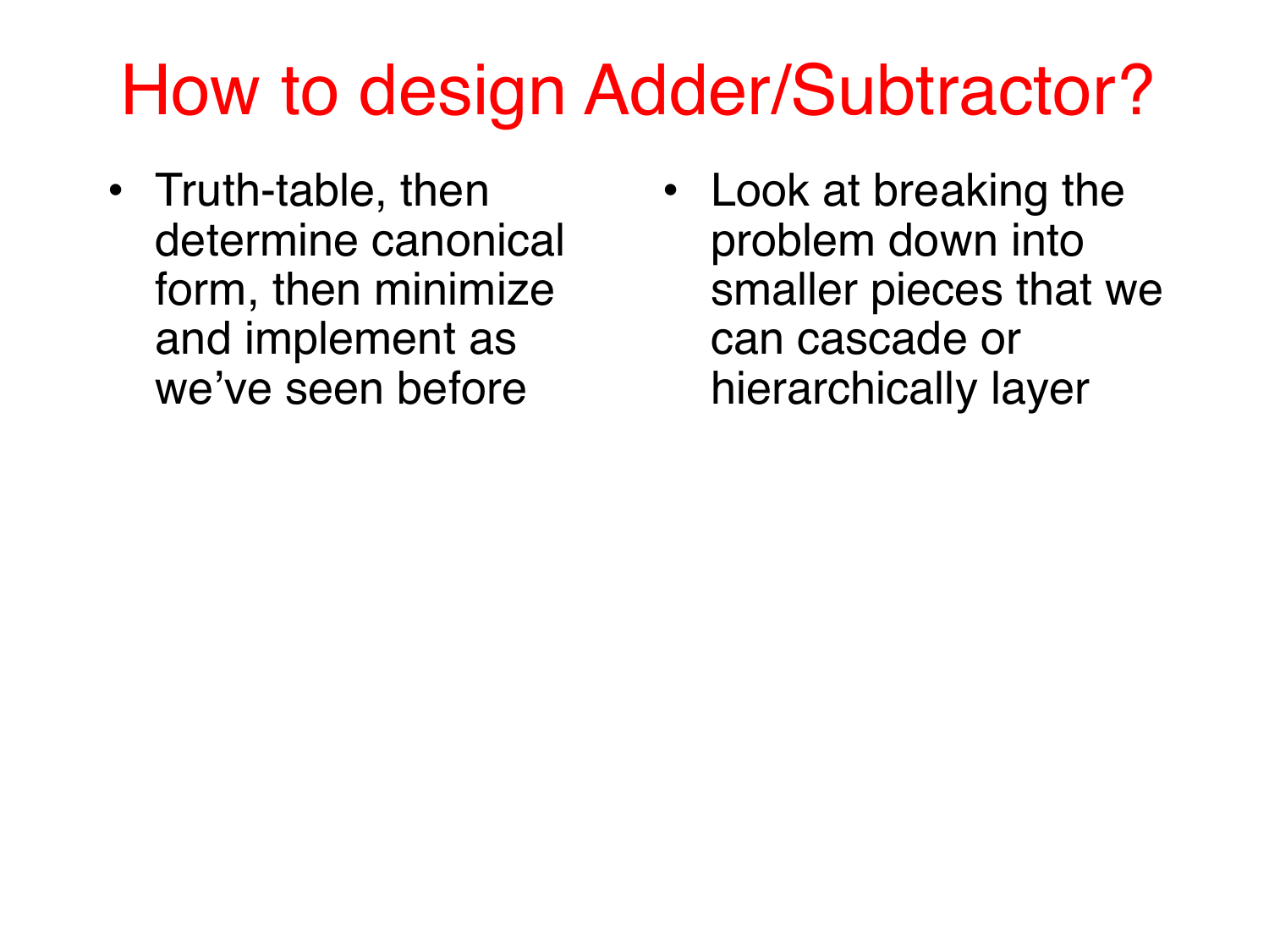# How to design Adder/Subtractor?

- Truth-table, then determine canonical form, then minimize and implement as we've seen before
- Look at breaking the problem down into smaller pieces that we can cascade or hierarchically layer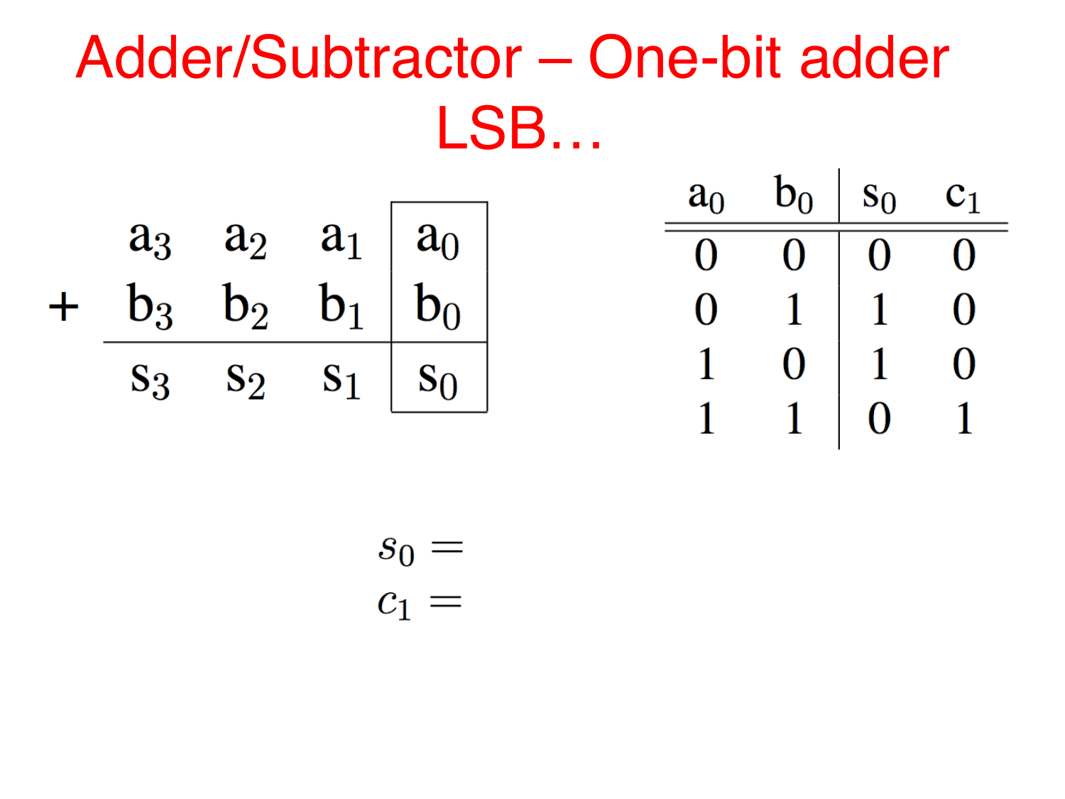# Adder/Subtractor – One-bit adder LSB…

$$
\begin{array}{cccc|c|}
 & a_3 & a_2 & a_1 & a_0 \\
+ & b_3 & b_2 & b_1 & b_0 \\
\hline
 & s_3 & s_2 & s_1 & s_0
\end{array}
$$

| $a_0$ | $b_0$ | $s_0$ | $c_1$ |
|---|---|---|---|
| 0 | 0 | 0 | 0 |
| 0 | 1 | 1 | 0 |
| 1 | 0 | 1 | 0 |
| 1 | 1 | 0 | 1 |

$$s_0 =$$

$$c_1 =$$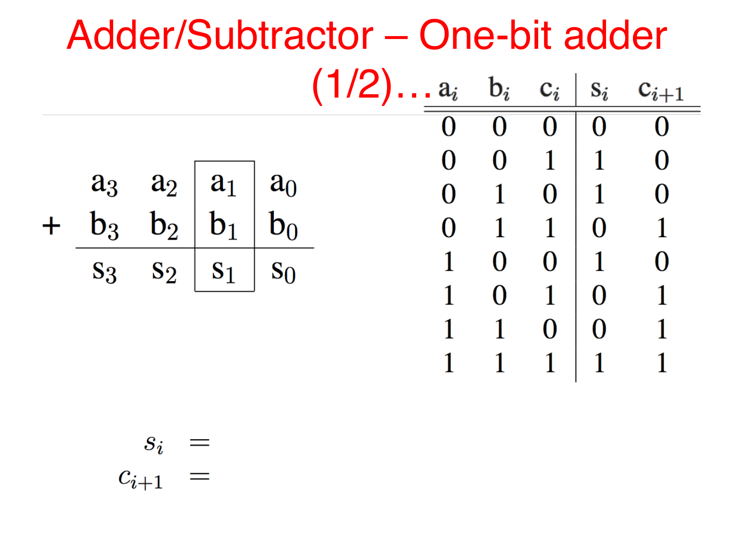# Adder/Subtractor – One-bit adder (1/2)…

$$
\begin{array}{rcccc}
 & a_3 & a_2 & \boxed{a_1} & a_0 \\
+ & b_3 & b_2 & \boxed{b_1} & b_0 \\
\hline
 & s_3 & s_2 & \boxed{s_1} & s_0
\end{array}
$$

| $a_i$ | $b_i$ | $c_i$ | $s_i$ | $c_{i+1}$ |
|---|---|---|---|---|
| 0 | 0 | 0 | 0 | 0 |
| 0 | 0 | 1 | 1 | 0 |
| 0 | 1 | 0 | 1 | 0 |
| 0 | 1 | 1 | 0 | 1 |
| 1 | 0 | 0 | 1 | 0 |
| 1 | 0 | 1 | 0 | 1 |
| 1 | 1 | 0 | 0 | 1 |
| 1 | 1 | 1 | 1 | 1 |

$$s_i =$$

$$c_{i+1} =$$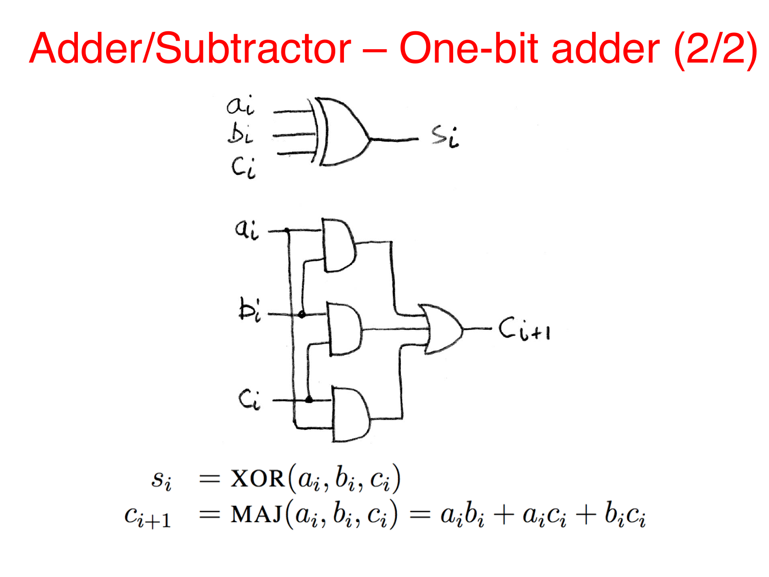# Adder/Subtractor – One-bit adder (2/2)

$$s_i = \text{XOR}(a_i, b_i, c_i)$$

$$c_{i+1} = \text{MAJ}(a_i, b_i, c_i) = a_i b_i + a_i c_i + b_i c_i$$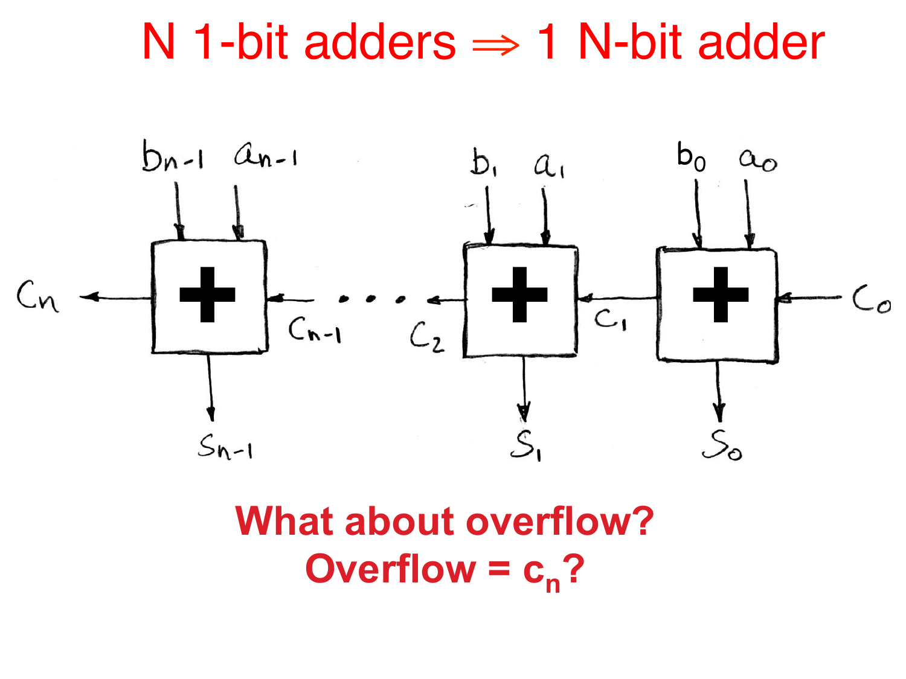# N 1-bit adders ⇒ 1 N-bit adder

**What about overflow?**

**Overflow = $c_n$?**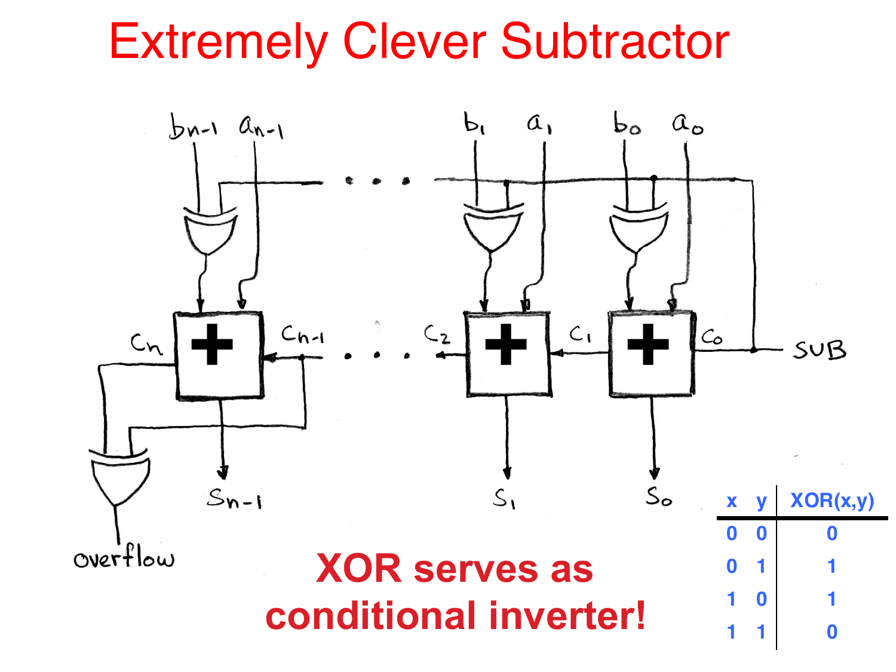# Extremely Clever Subtractor

$b_{n-1}$ $a_{n-1}$ $b_1$ $a_1$ $b_0$ $a_0$

$C_n$ $C_{n-1}$ $C_2$ $C_1$ $C_0$ SUB

overflow $S_{n-1}$ $S_1$ $S_0$

**XOR serves as conditional inverter!**

| x | y | XOR(x,y) |
|---|---|---|
| 0 | 0 | 0 |
| 0 | 1 | 1 |
| 1 | 0 | 1 |
| 1 | 1 | 0 |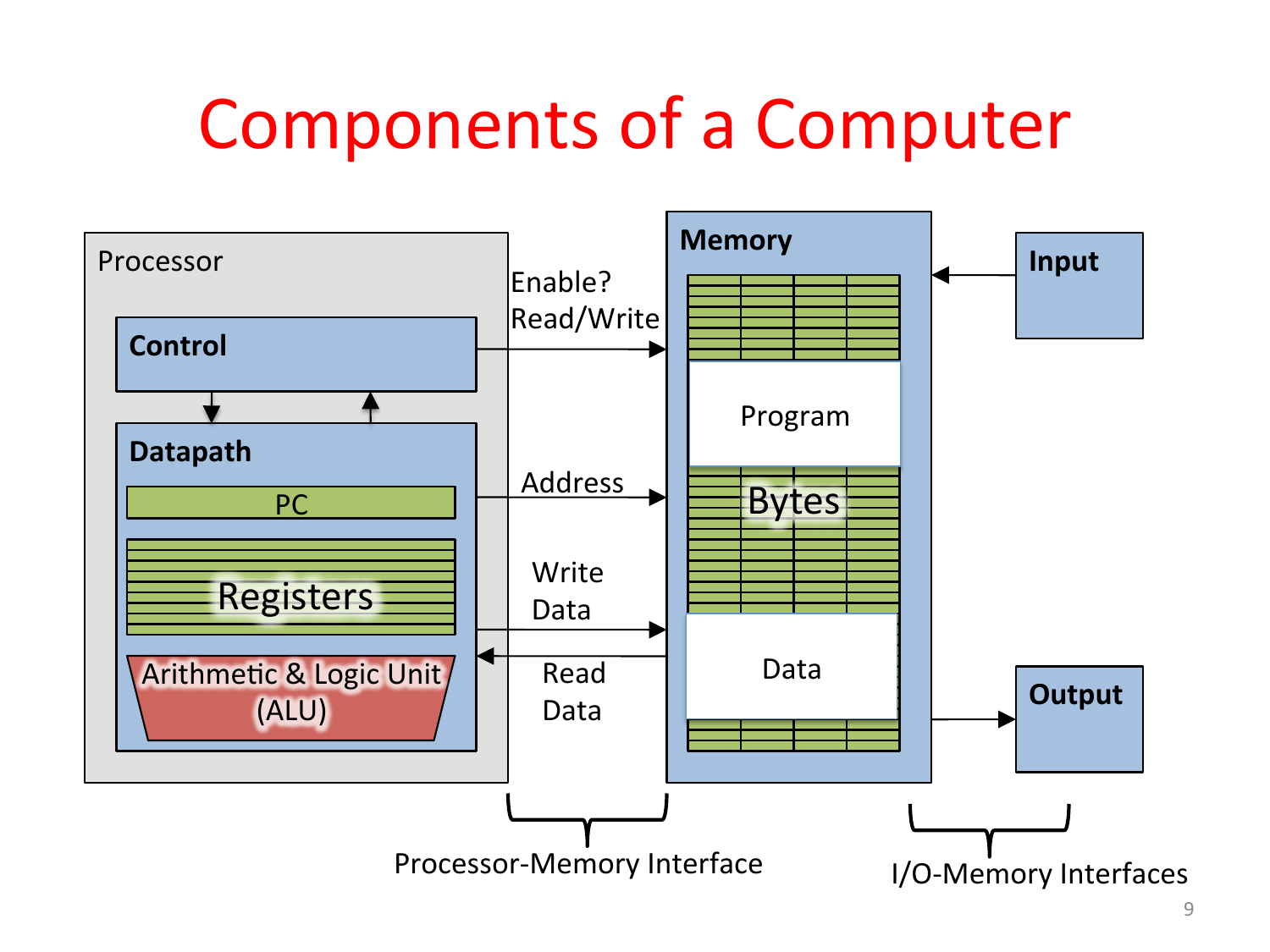# Components of a Computer

Processor

Control

Datapath

PC

Registers

Arithmetic & Logic Unit (ALU)

Enable?
Read/Write

Address

Write Data

Read Data

Memory

Program

Bytes

Data

Input

Output

Processor-Memory Interface

I/O-Memory Interfaces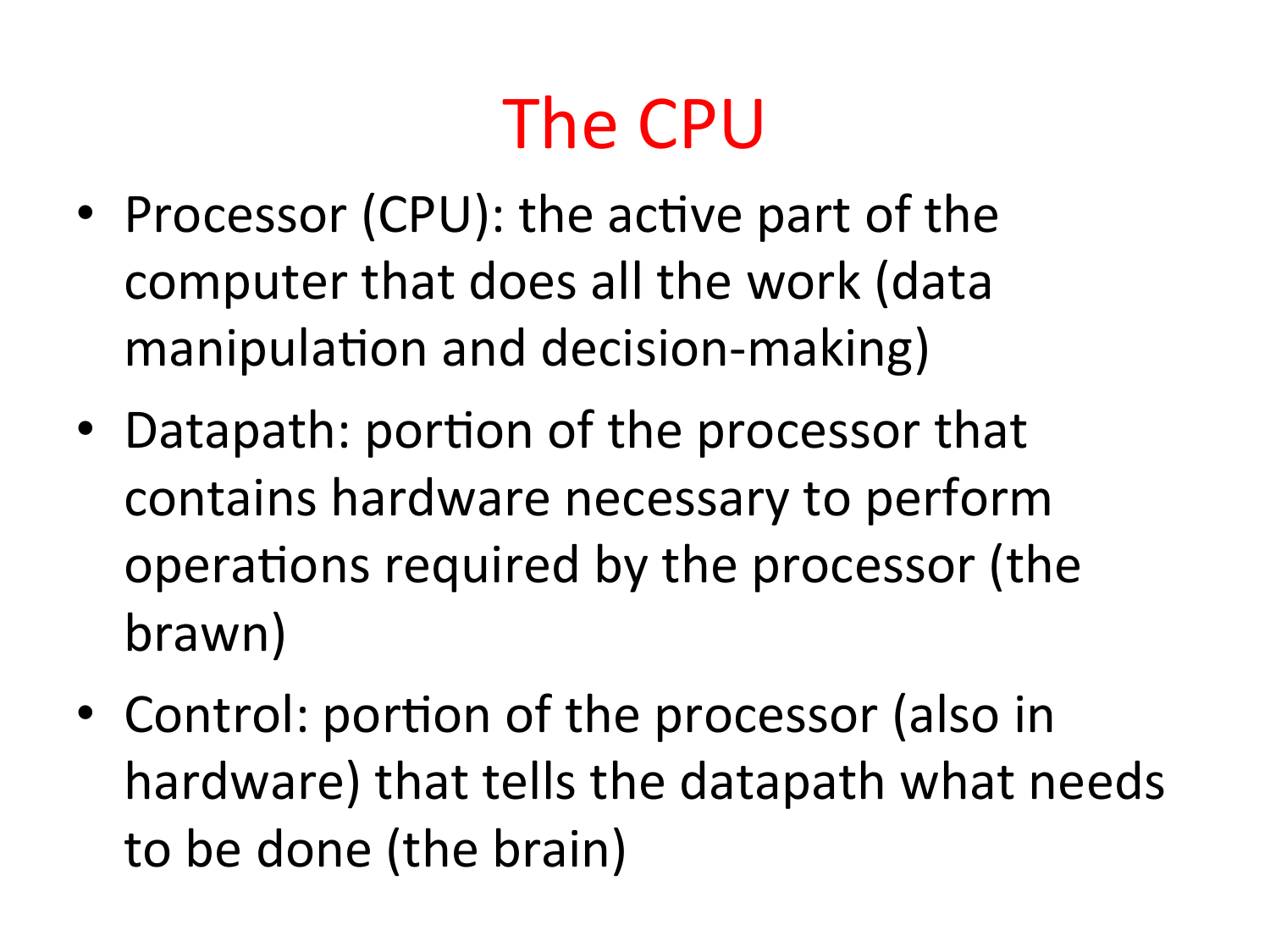# The CPU

- Processor (CPU): the active part of the computer that does all the work (data manipulation and decision-making)
- Datapath: portion of the processor that contains hardware necessary to perform operations required by the processor (the brawn)
- Control: portion of the processor (also in hardware) that tells the datapath what needs to be done (the brain)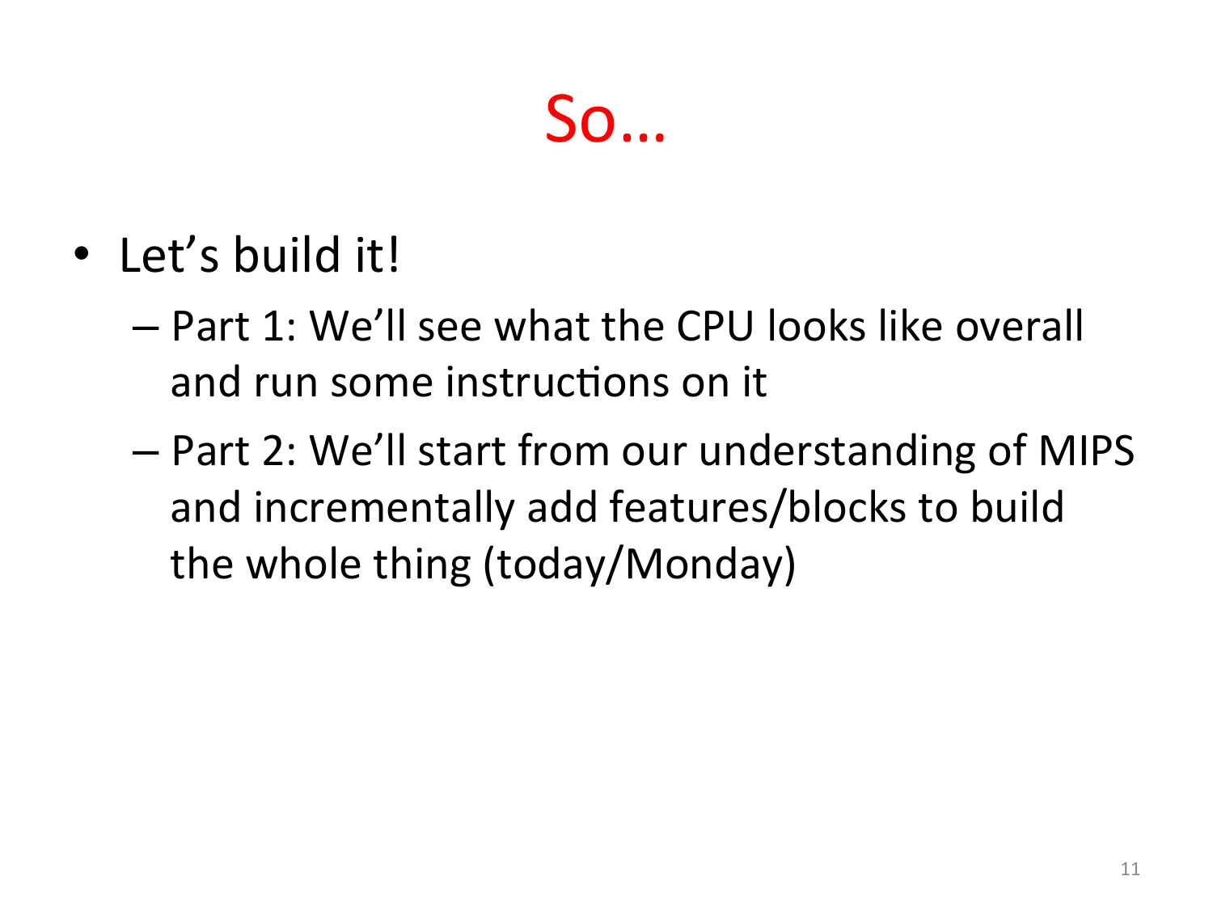# So…

- Let's build it!
  - Part 1: We'll see what the CPU looks like overall and run some instructions on it
  - Part 2: We'll start from our understanding of MIPS and incrementally add features/blocks to build the whole thing (today/Monday)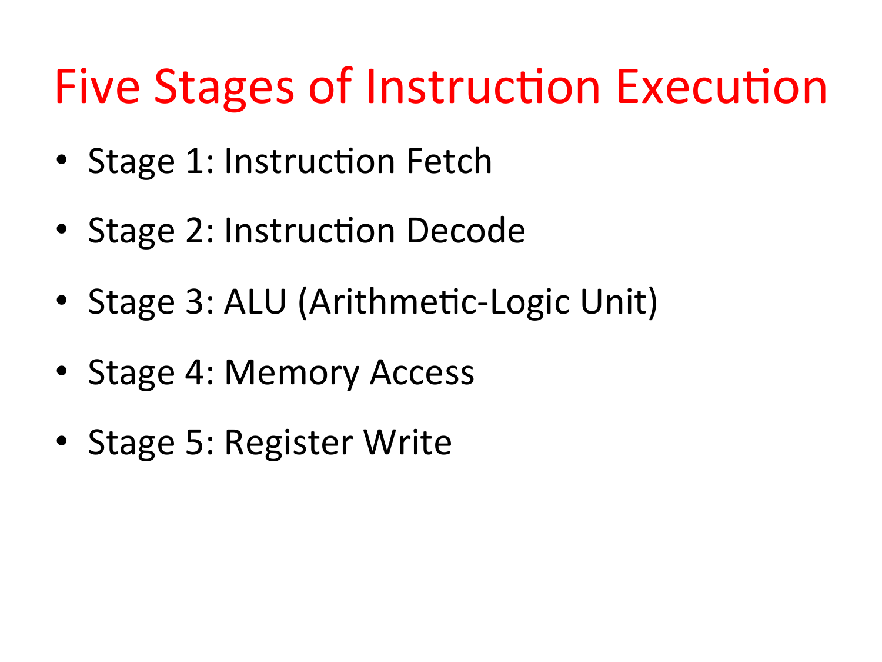# Five Stages of Instruction Execution

- Stage 1: Instruction Fetch
- Stage 2: Instruction Decode
- Stage 3: ALU (Arithmetic-Logic Unit)
- Stage 4: Memory Access
- Stage 5: Register Write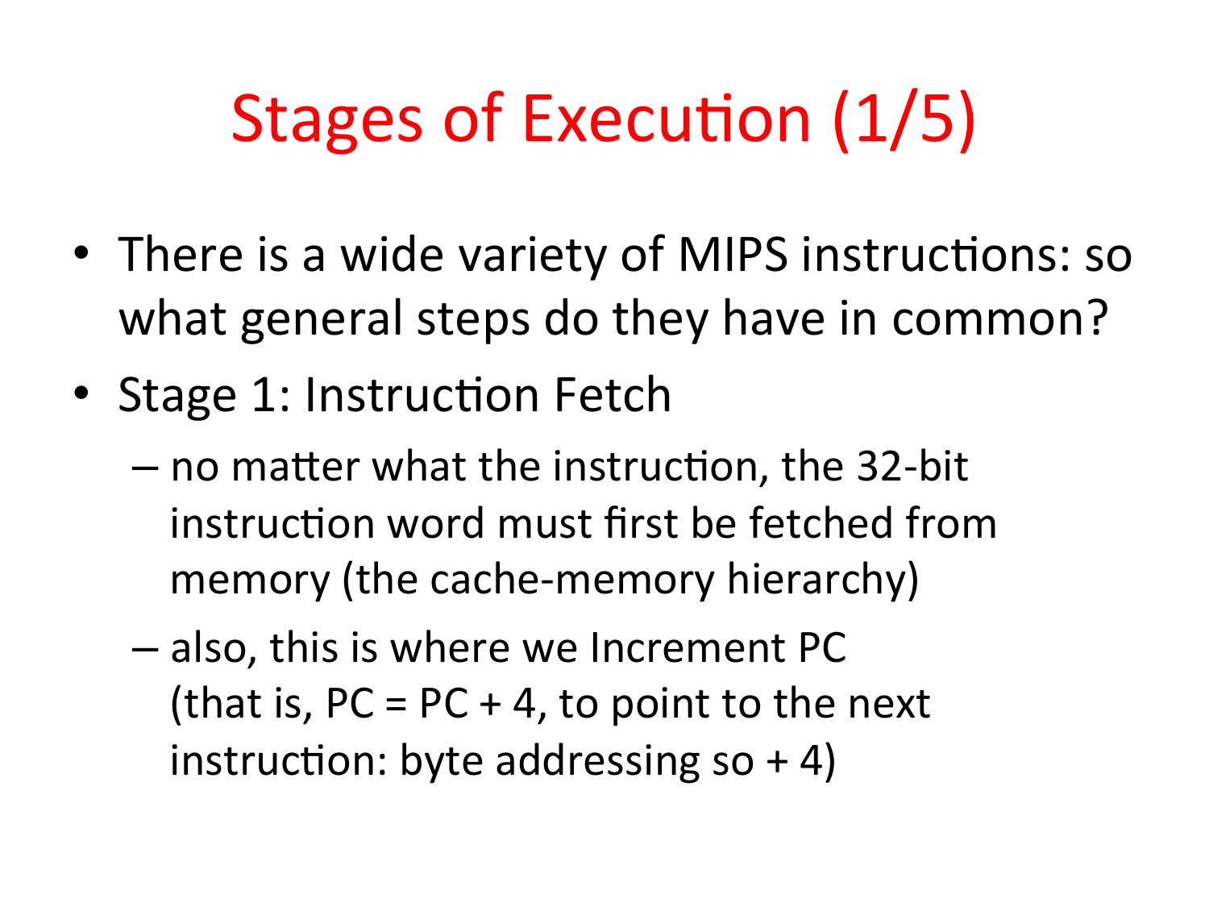# Stages of Execution (1/5)

- There is a wide variety of MIPS instructions: so what general steps do they have in common?
- Stage 1: Instruction Fetch
  - no matter what the instruction, the 32-bit instruction word must first be fetched from memory (the cache-memory hierarchy)
  - also, this is where we Increment PC (that is, PC = PC + 4, to point to the next instruction: byte addressing so + 4)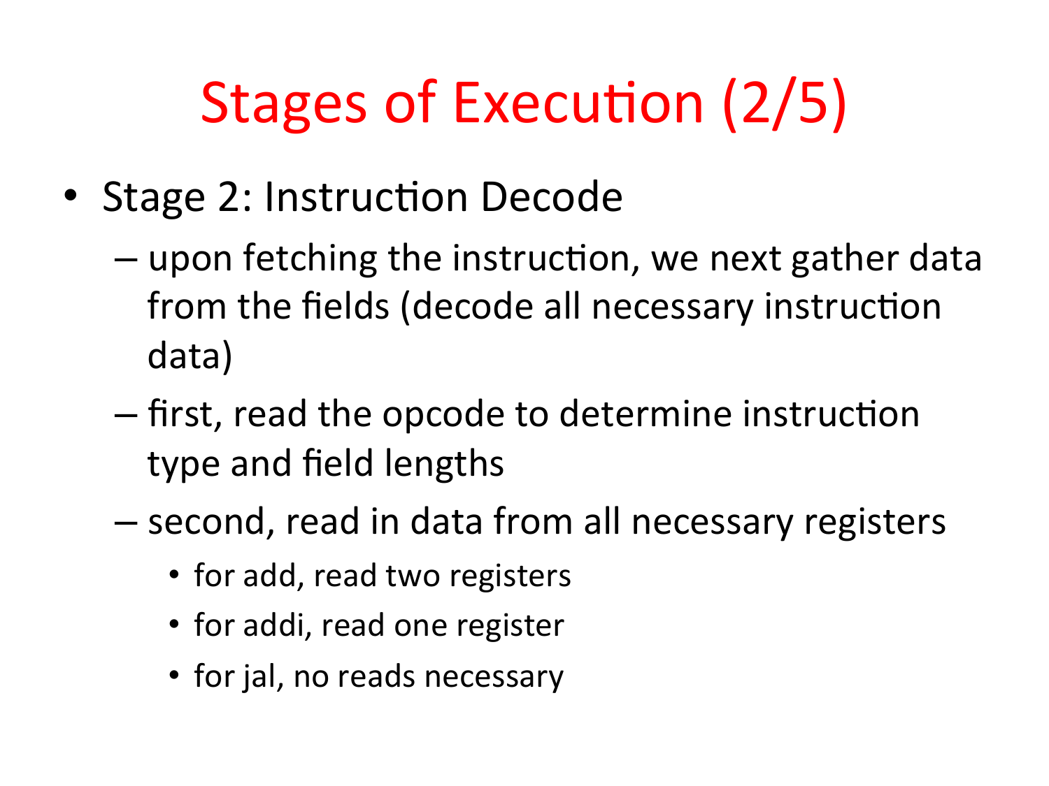# Stages of Execution (2/5)

- Stage 2: Instruction Decode
  - upon fetching the instruction, we next gather data from the fields (decode all necessary instruction data)
  - first, read the opcode to determine instruction type and field lengths
  - second, read in data from all necessary registers
    - for add, read two registers
    - for addi, read one register
    - for jal, no reads necessary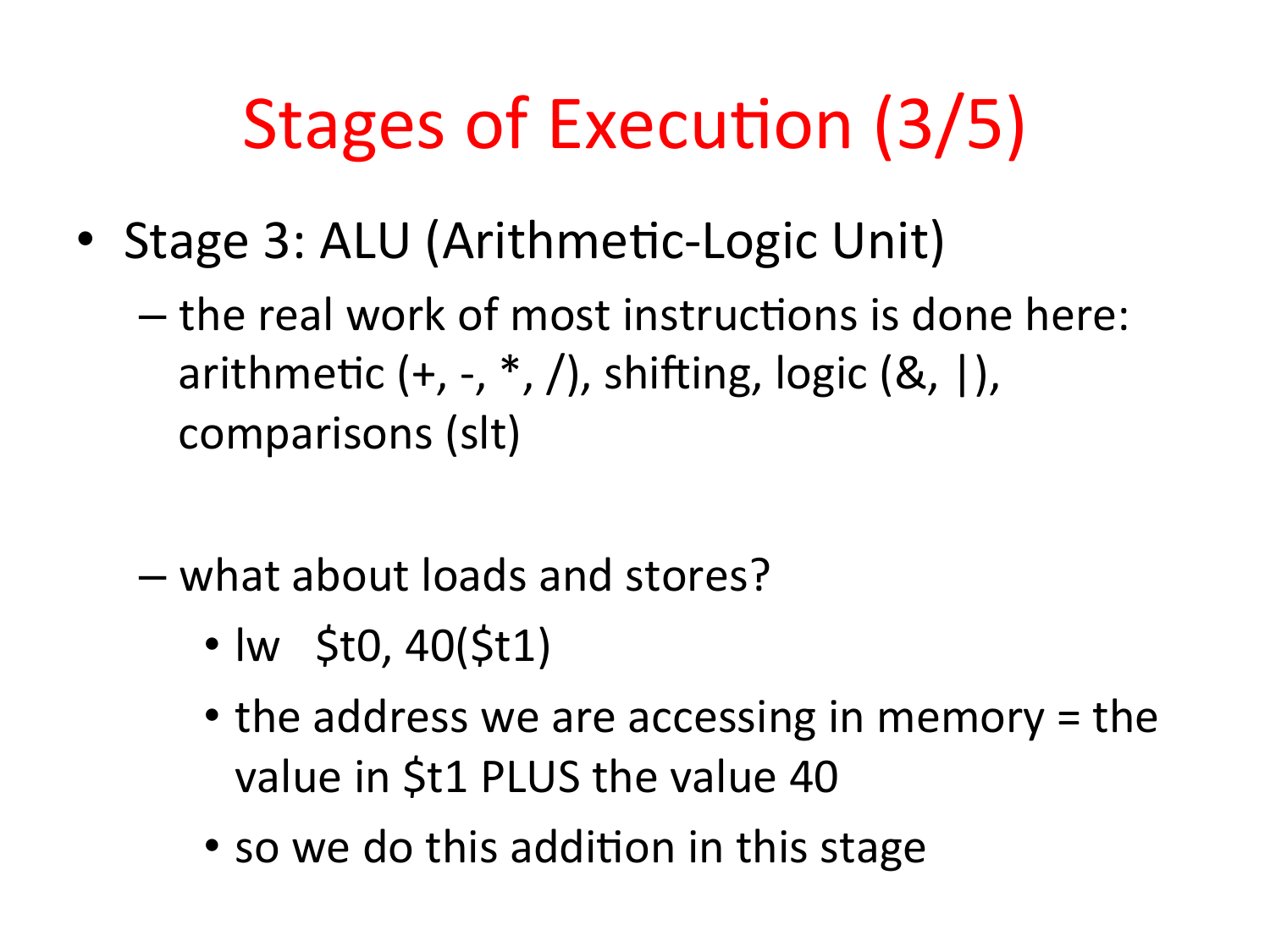# Stages of Execution (3/5)

- Stage 3: ALU (Arithmetic-Logic Unit)
  - the real work of most instructions is done here: arithmetic (+, -, *, /), shifting, logic (&, |), comparisons (slt)
  - what about loads and stores?
    - lw   $t0, 40($t1)
    - the address we are accessing in memory = the value in $t1 PLUS the value 40
    - so we do this addition in this stage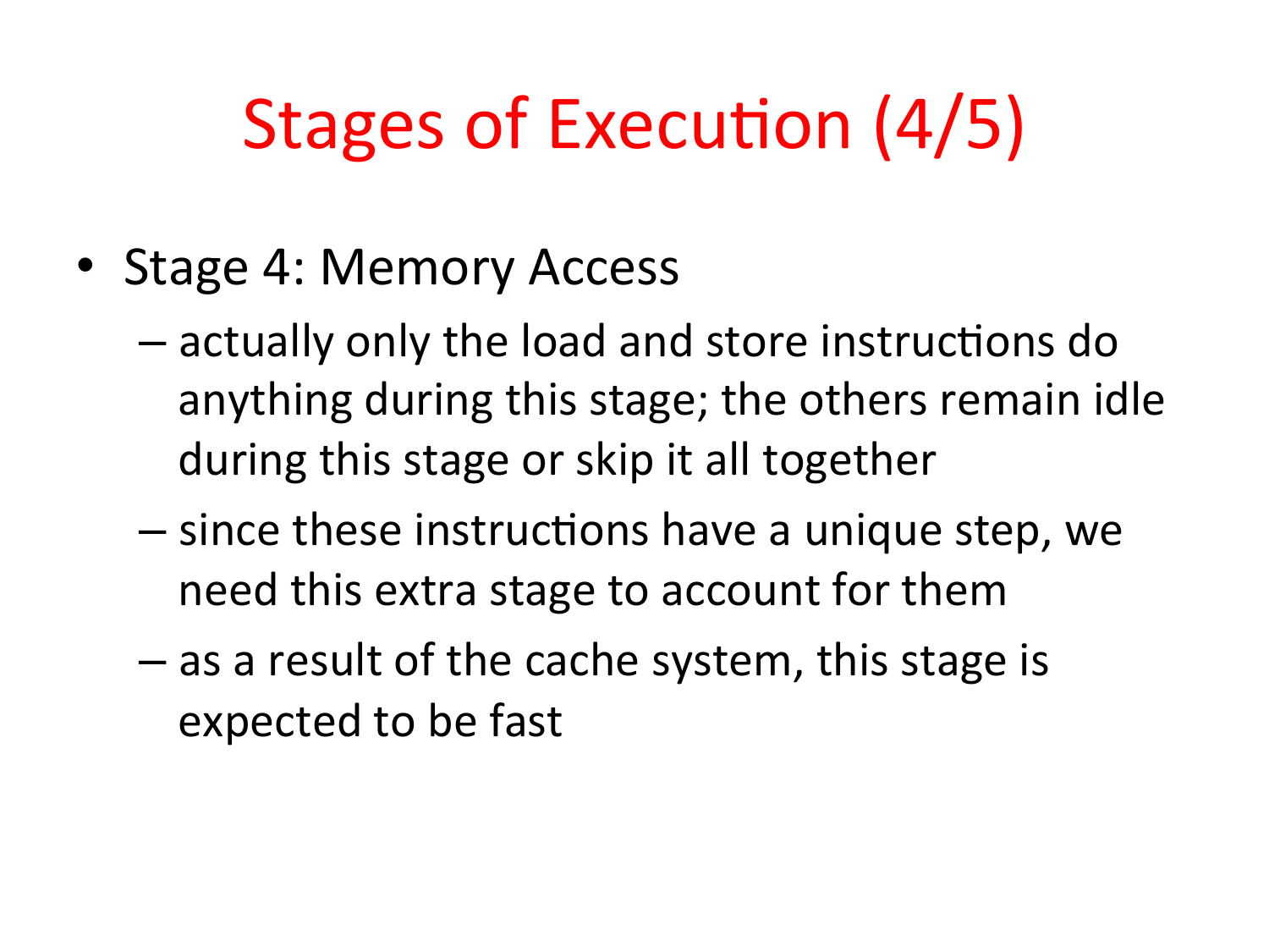# Stages of Execution (4/5)

- Stage 4: Memory Access
  - actually only the load and store instructions do anything during this stage; the others remain idle during this stage or skip it all together
  - since these instructions have a unique step, we need this extra stage to account for them
  - as a result of the cache system, this stage is expected to be fast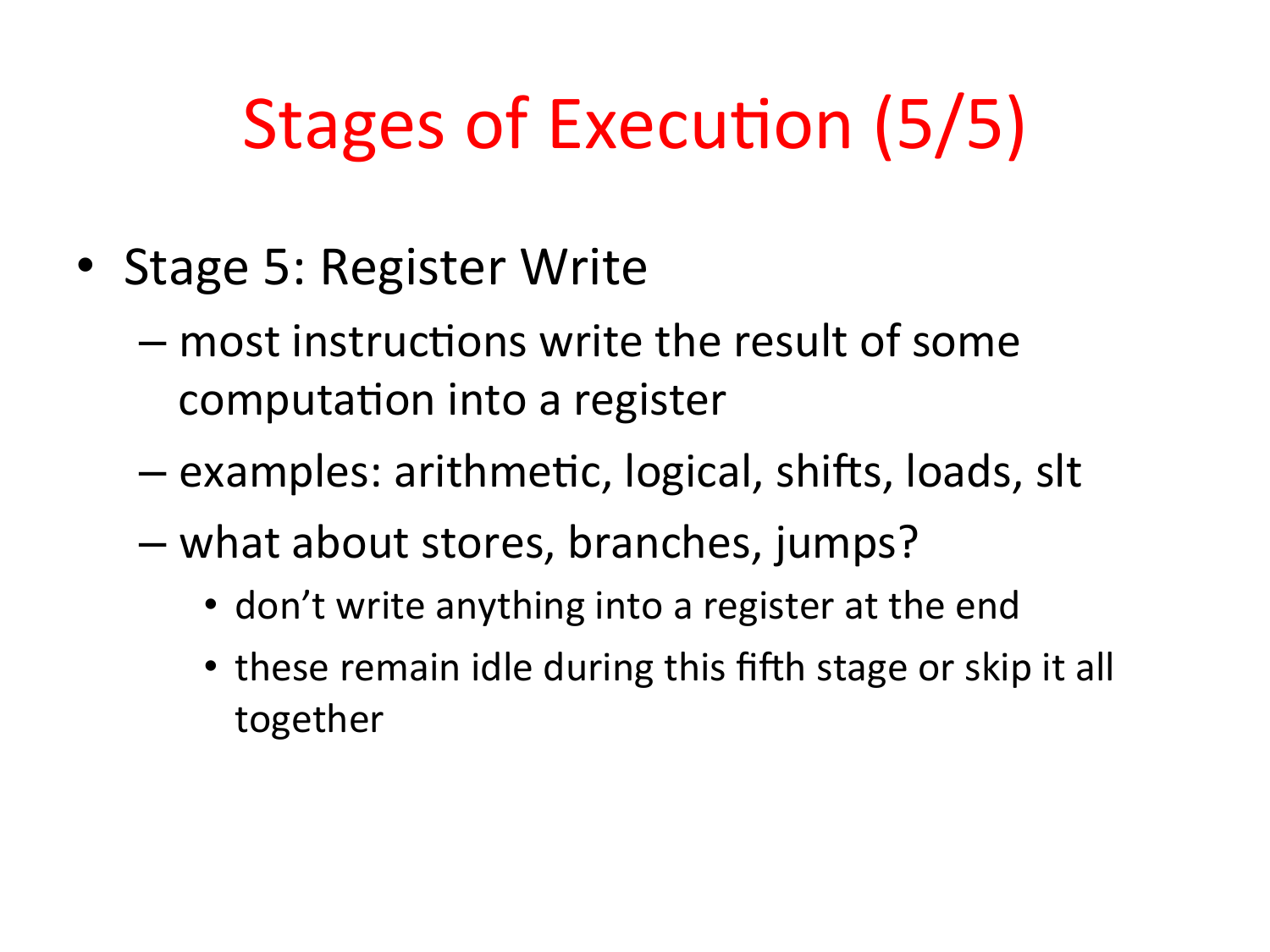# Stages of Execution (5/5)

- Stage 5: Register Write
  - most instructions write the result of some computation into a register
  - examples: arithmetic, logical, shifts, loads, slt
  - what about stores, branches, jumps?
    - don't write anything into a register at the end
    - these remain idle during this fifth stage or skip it all together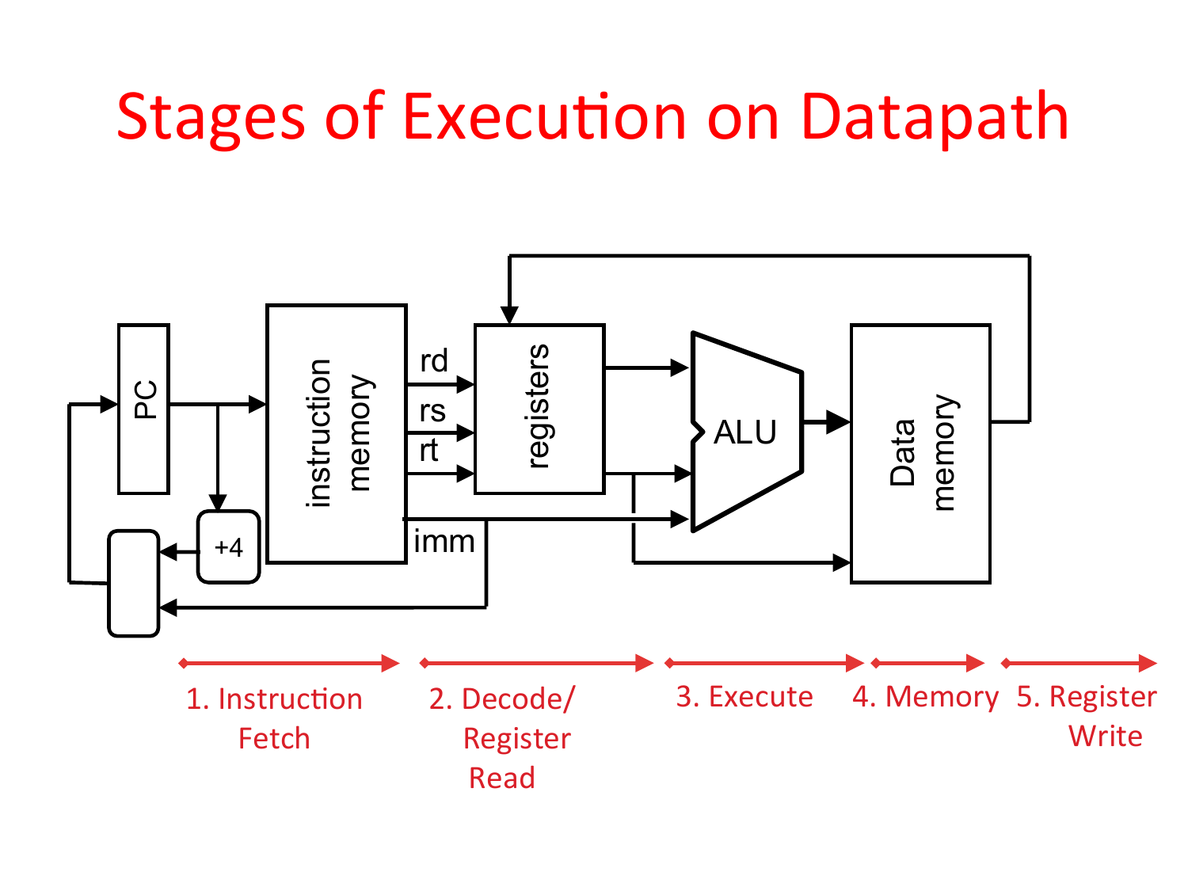# Stages of Execution on Datapath

1. Instruction Fetch
2. Decode/ Register Read
3. Execute
4. Memory
5. Register Write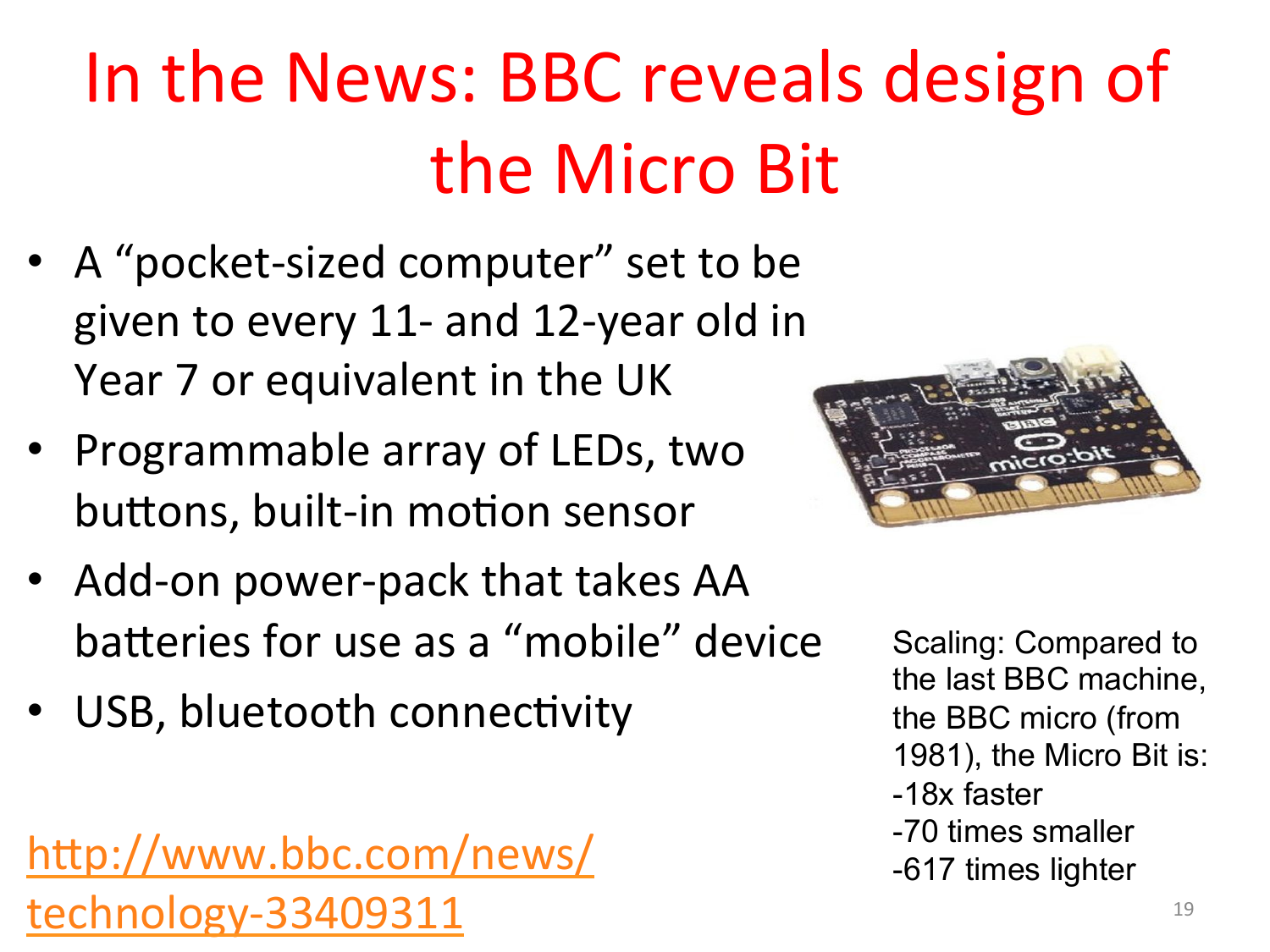# In the News: BBC reveals design of the Micro Bit

- A "pocket-sized computer" set to be given to every 11- and 12-year old in Year 7 or equivalent in the UK
- Programmable array of LEDs, two buttons, built-in motion sensor
- Add-on power-pack that takes AA batteries for use as a "mobile" device
- USB, bluetooth connectivity

Scaling: Compared to the last BBC machine, the BBC micro (from 1981), the Micro Bit is:
-18x faster
-70 times smaller
-617 times lighter

http://www.bbc.com/news/technology-33409311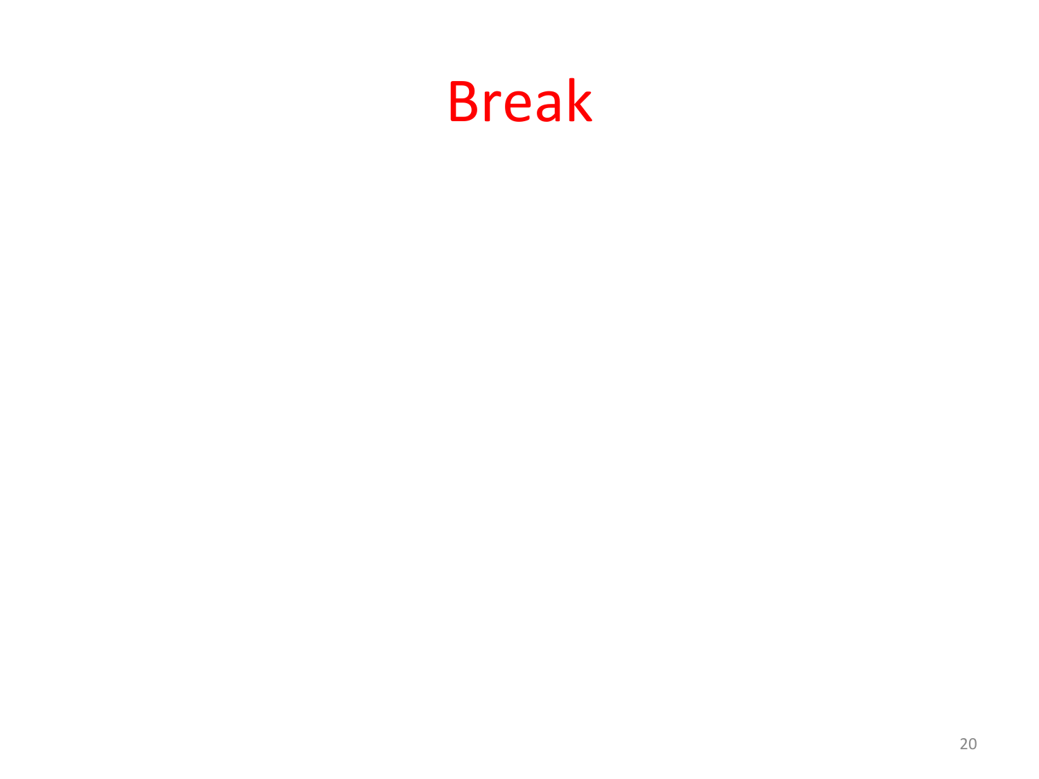# Break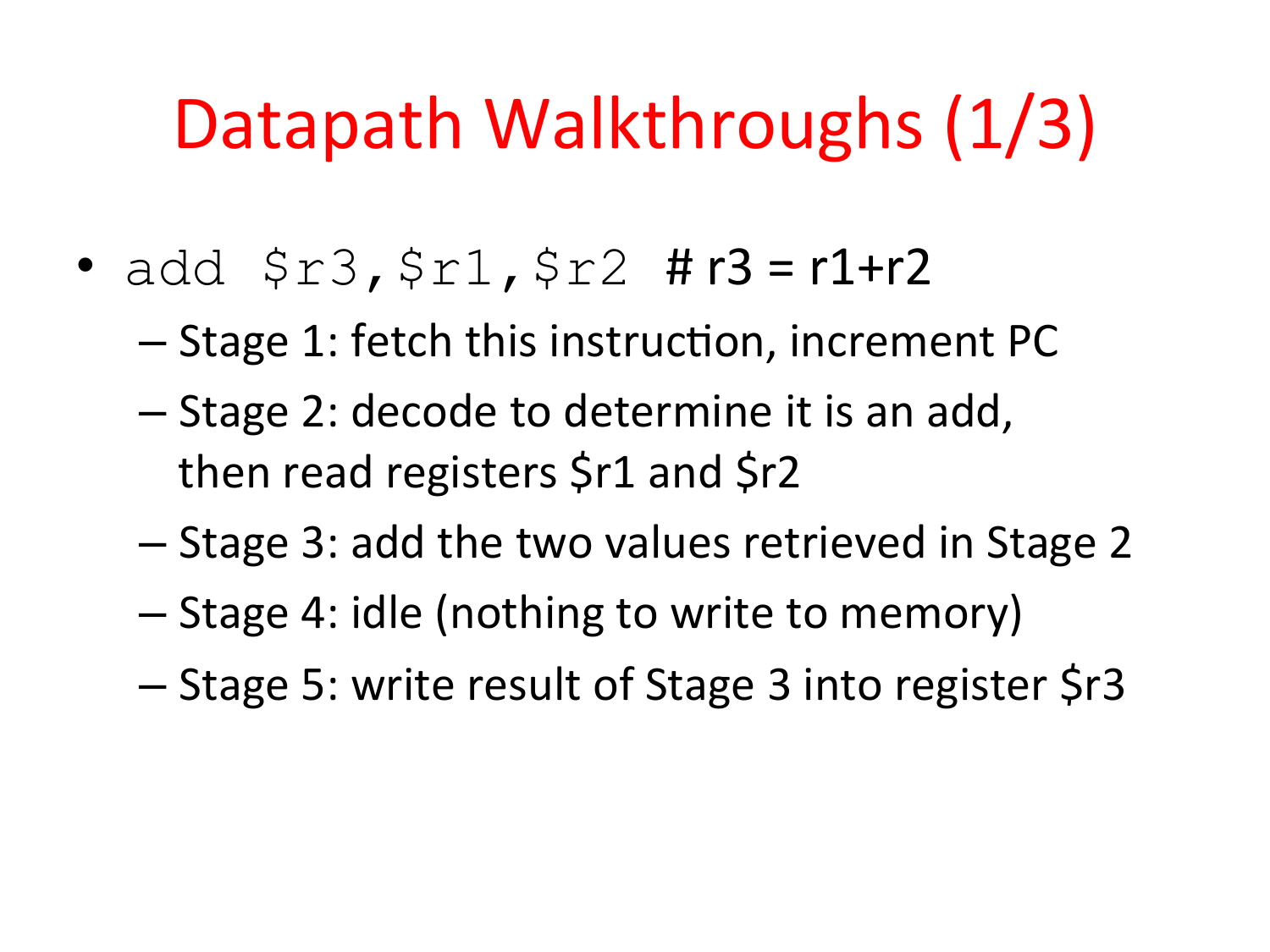# Datapath Walkthroughs (1/3)

- `add $r3,$r1,$r2` # r3 = r1+r2
  - Stage 1: fetch this instruction, increment PC
  - Stage 2: decode to determine it is an add, then read registers $r1 and $r2
  - Stage 3: add the two values retrieved in Stage 2
  - Stage 4: idle (nothing to write to memory)
  - Stage 5: write result of Stage 3 into register $r3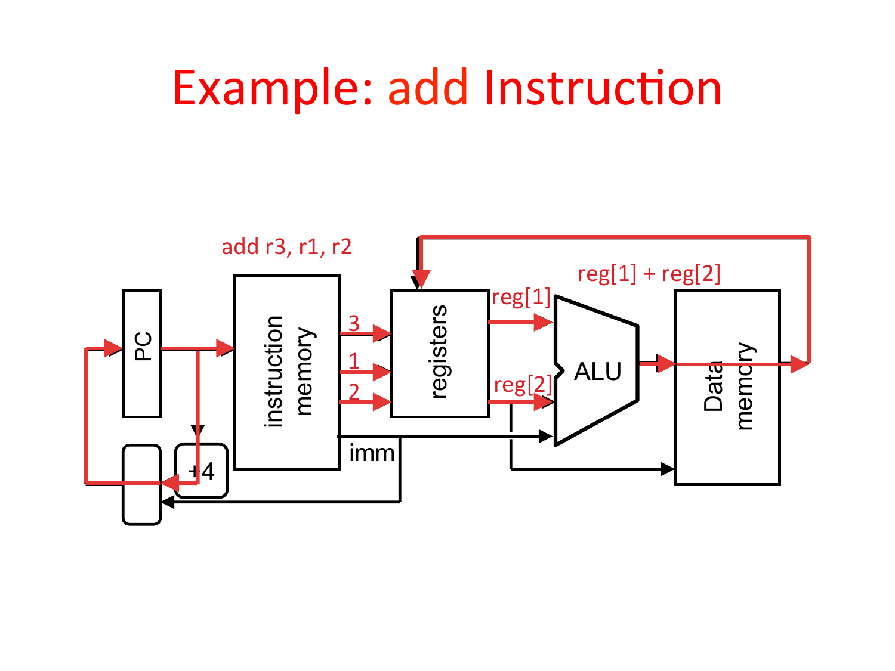# Example: add Instruction

add r3, r1, r2

PC

instruction memory

3

1

2

registers

reg[1]

reg[2]

ALU

reg[1] + reg[2]

Data memory

imm

+4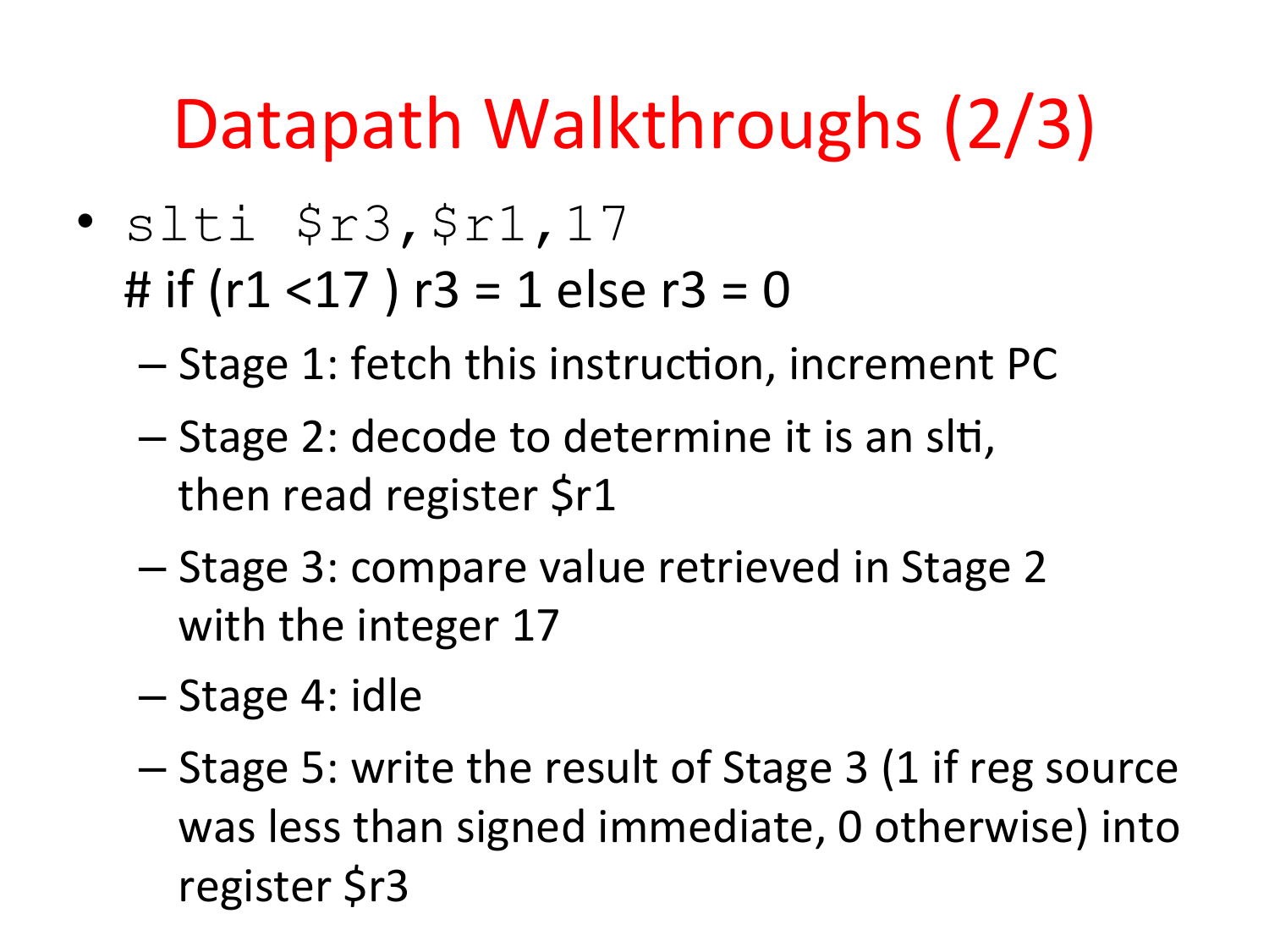# Datapath Walkthroughs (2/3)

- `slti $r3,$r1,17`
  # if (r1 <17 ) r3 = 1 else r3 = 0
  - Stage 1: fetch this instruction, increment PC
  - Stage 2: decode to determine it is an slti, then read register $r1
  - Stage 3: compare value retrieved in Stage 2 with the integer 17
  - Stage 4: idle
  - Stage 5: write the result of Stage 3 (1 if reg source was less than signed immediate, 0 otherwise) into register $r3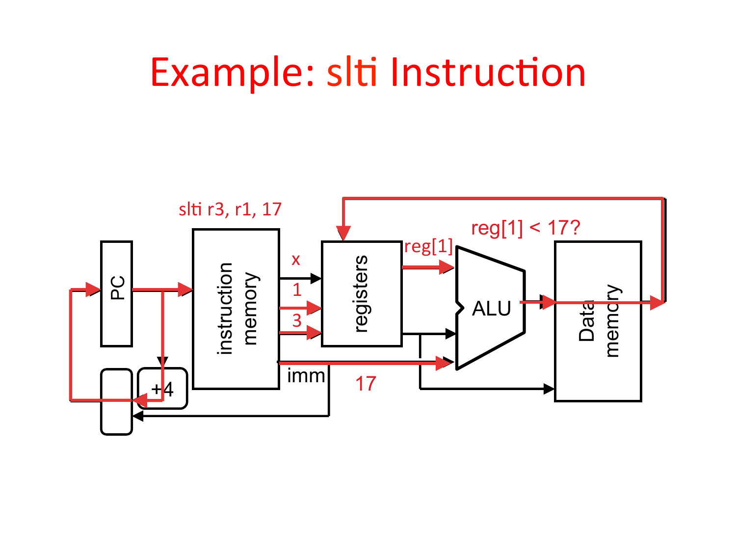# Example: slti Instruction

slti r3, r1, 17

x

1

3

imm

17

reg[1]

reg[1] < 17?

PC

instruction memory

registers

ALU

Data memory

+4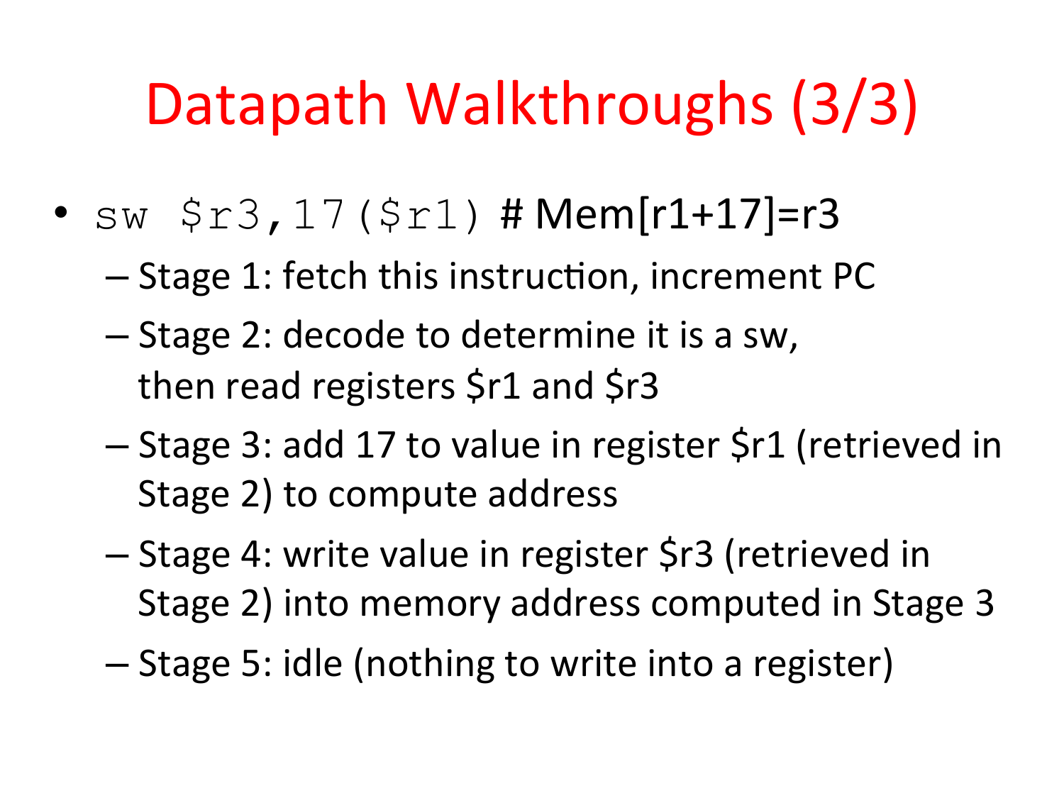# Datapath Walkthroughs (3/3)

- `sw $r3,17($r1)` # Mem[r1+17]=r3
  - Stage 1: fetch this instruction, increment PC
  - Stage 2: decode to determine it is a sw, then read registers $r1 and $r3
  - Stage 3: add 17 to value in register $r1 (retrieved in Stage 2) to compute address
  - Stage 4: write value in register $r3 (retrieved in Stage 2) into memory address computed in Stage 3
  - Stage 5: idle (nothing to write into a register)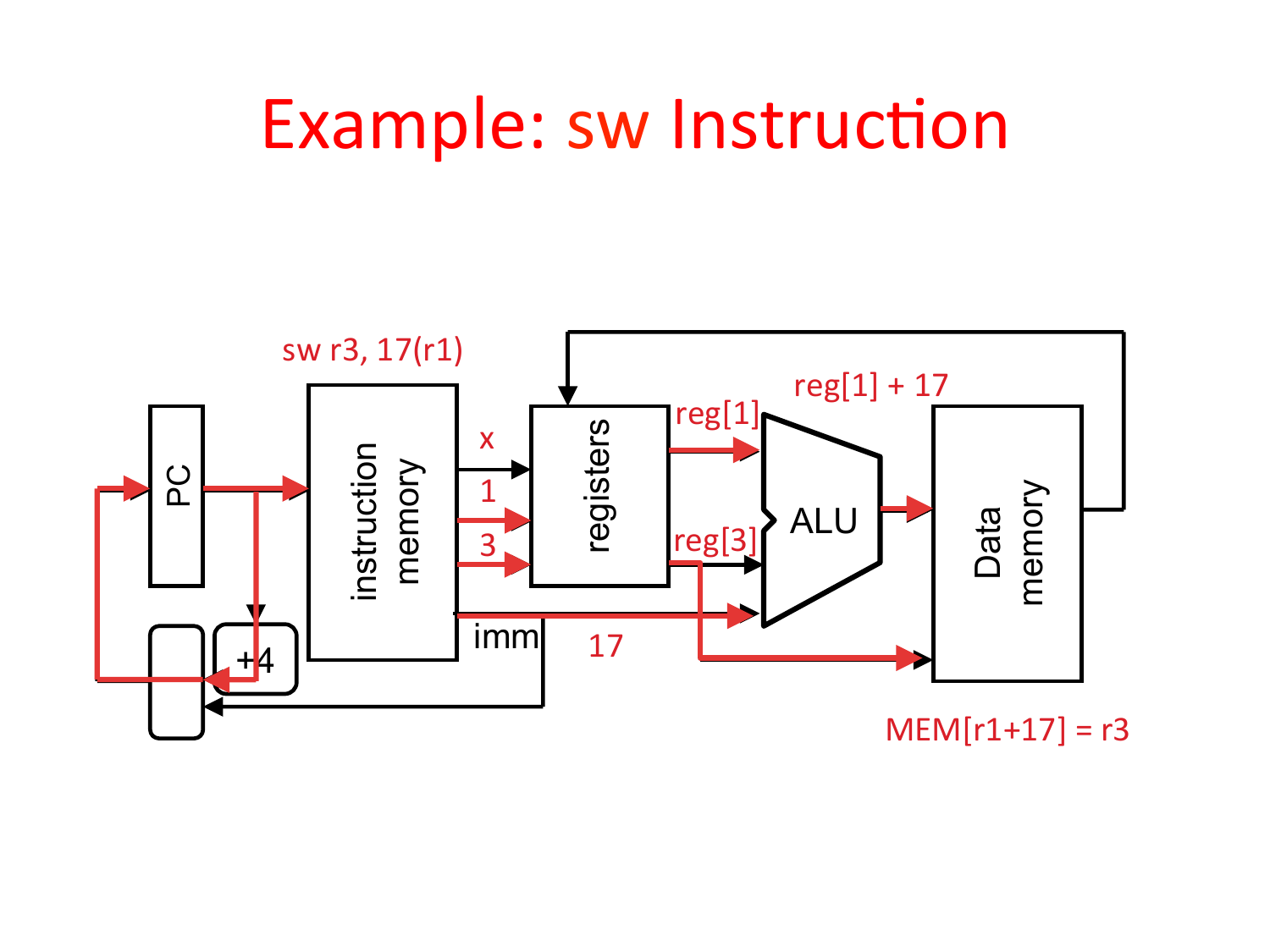# Example: sw Instruction

sw r3, 17(r1)

x

1

3

reg[1]

reg[1] + 17

reg[3]

imm

17

PC

instruction memory

registers

ALU

Data memory

+4

MEM[r1+17] = r3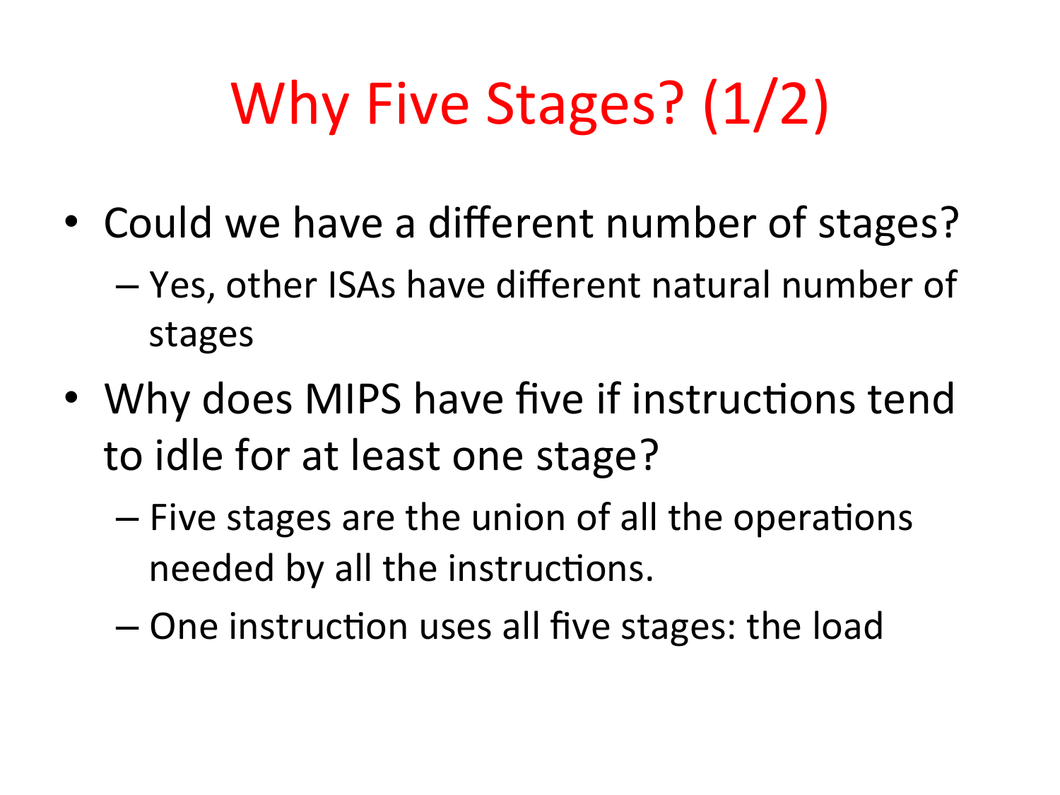# Why Five Stages? (1/2)

- Could we have a different number of stages?
  - Yes, other ISAs have different natural number of stages
- Why does MIPS have five if instructions tend to idle for at least one stage?
  - Five stages are the union of all the operations needed by all the instructions.
  - One instruction uses all five stages: the load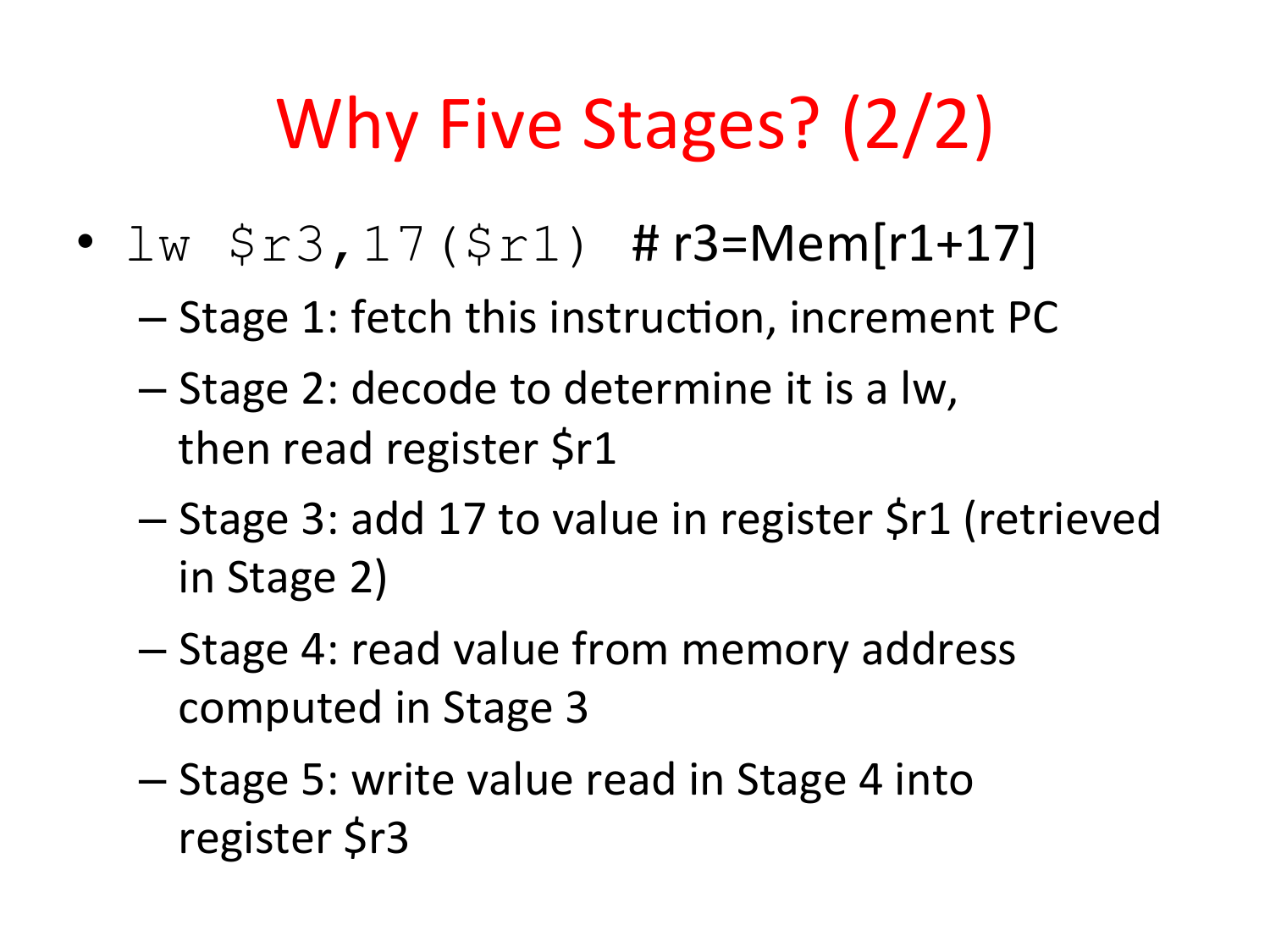# Why Five Stages? (2/2)

- `lw $r3,17($r1)` # r3=Mem[r1+17]
  - Stage 1: fetch this instruction, increment PC
  - Stage 2: decode to determine it is a lw, then read register $r1
  - Stage 3: add 17 to value in register $r1 (retrieved in Stage 2)
  - Stage 4: read value from memory address computed in Stage 3
  - Stage 5: write value read in Stage 4 into register $r3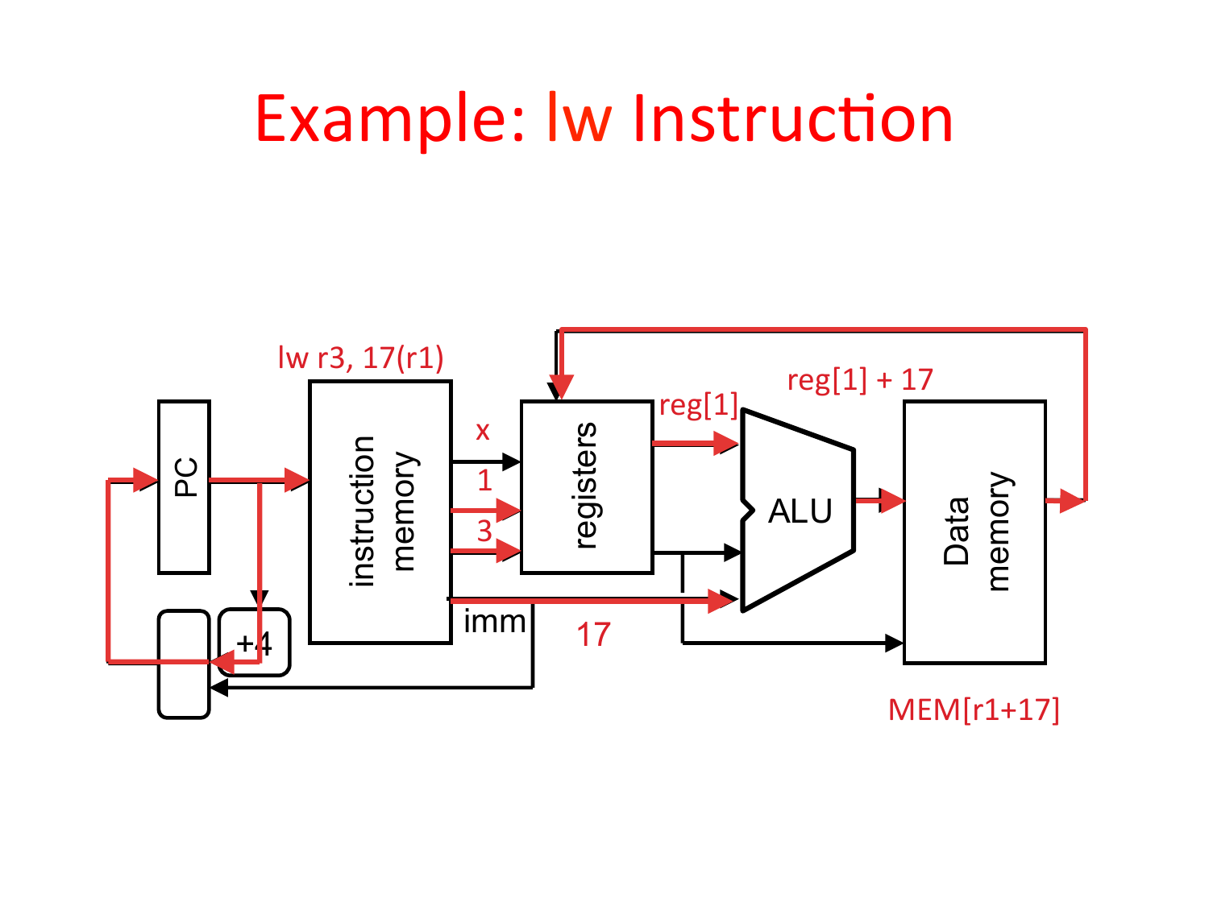# Example: lw Instruction

lw r3, 17(r1)

x

1

3

imm

17

reg[1]

reg[1] + 17

MEM[r1+17]

PC

+4

instruction memory

registers

ALU

Data memory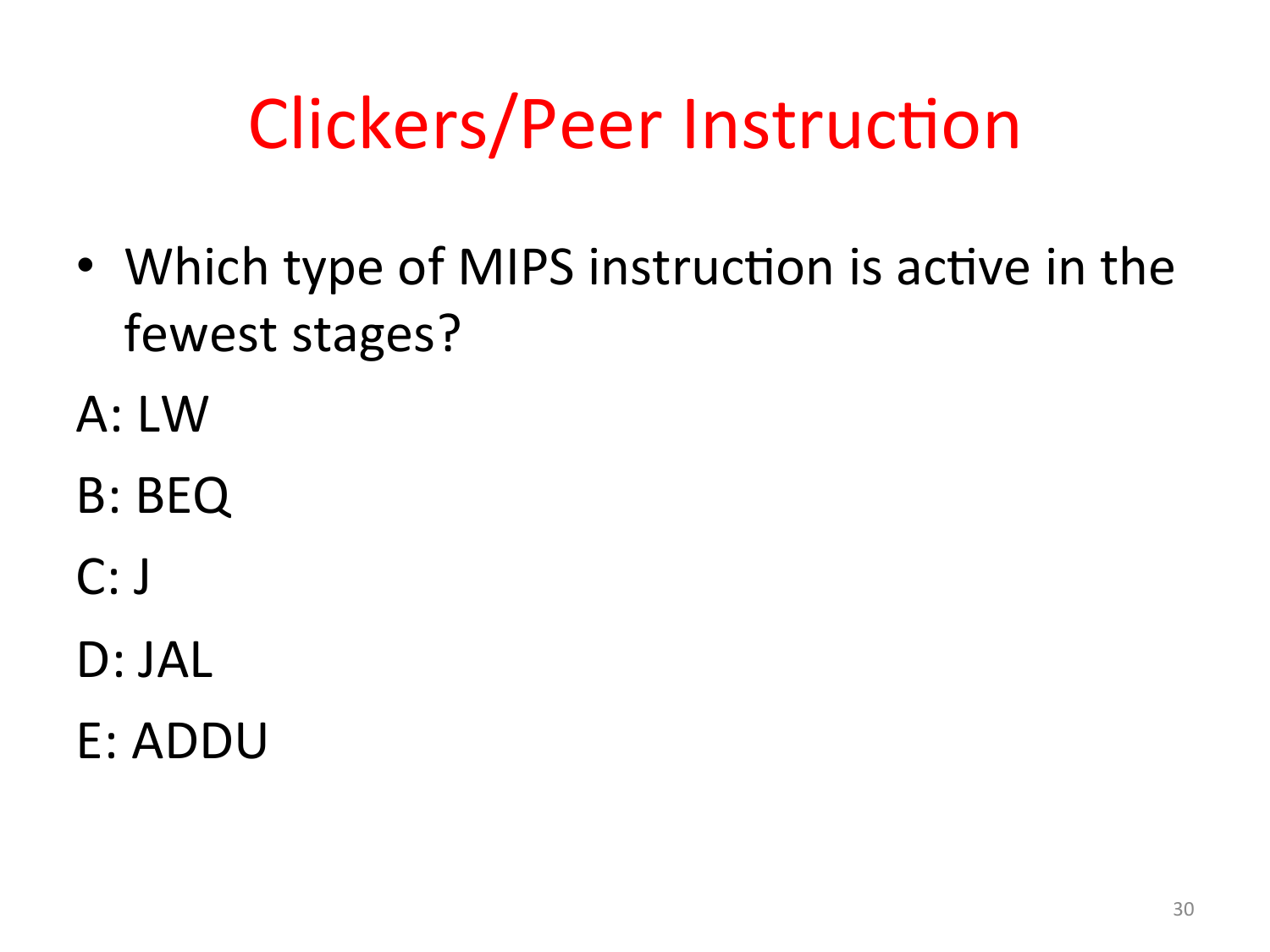# Clickers/Peer Instruction

- Which type of MIPS instruction is active in the fewest stages?

A: LW

B: BEQ

C: J

D: JAL

E: ADDU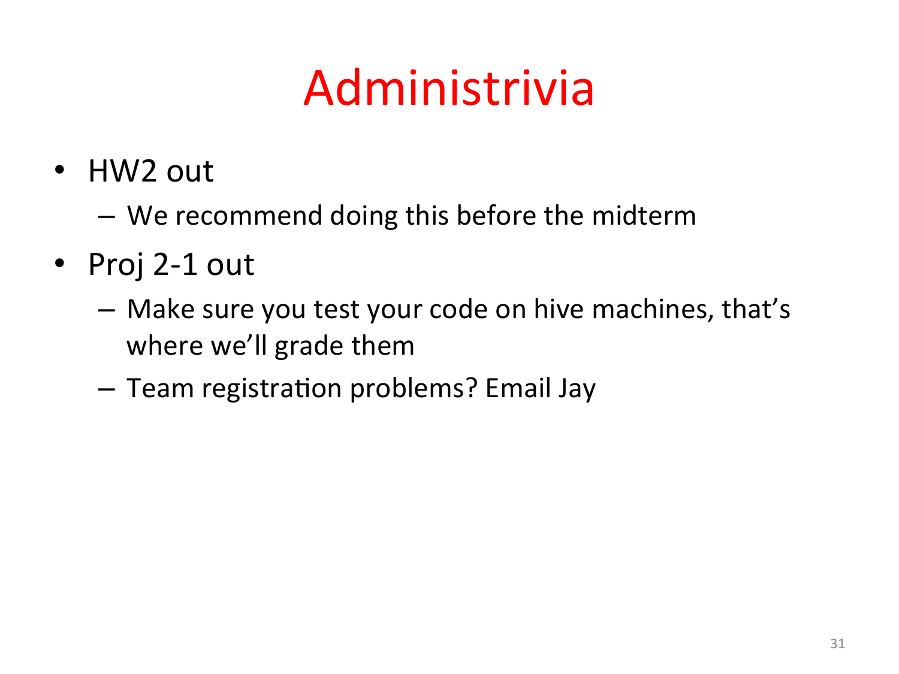# Administrivia

- HW2 out
  - We recommend doing this before the midterm
- Proj 2-1 out
  - Make sure you test your code on hive machines, that's where we'll grade them
  - Team registration problems? Email Jay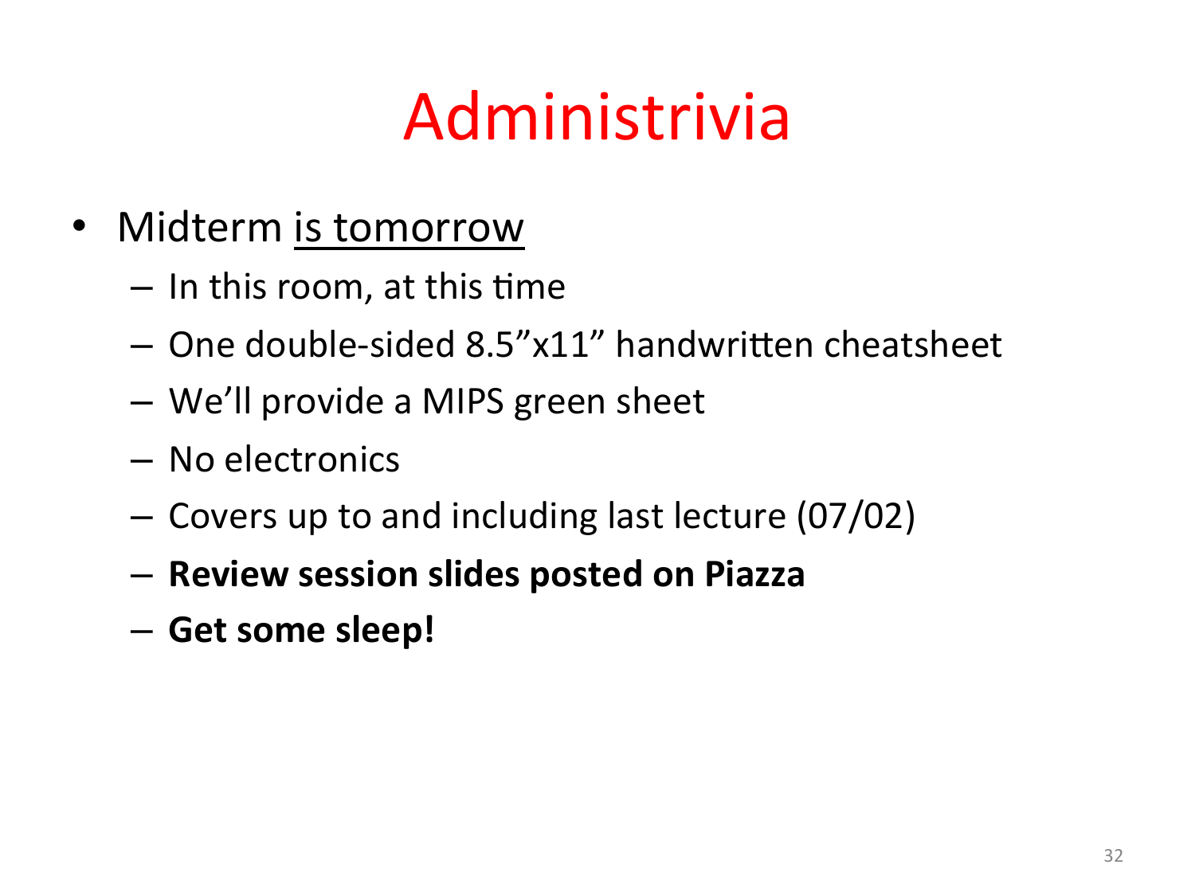# Administrivia

- Midterm is tomorrow
  - In this room, at this time
  - One double-sided 8.5”x11” handwritten cheatsheet
  - We’ll provide a MIPS green sheet
  - No electronics
  - Covers up to and including last lecture (07/02)
  - **Review session slides posted on Piazza**
  - **Get some sleep!**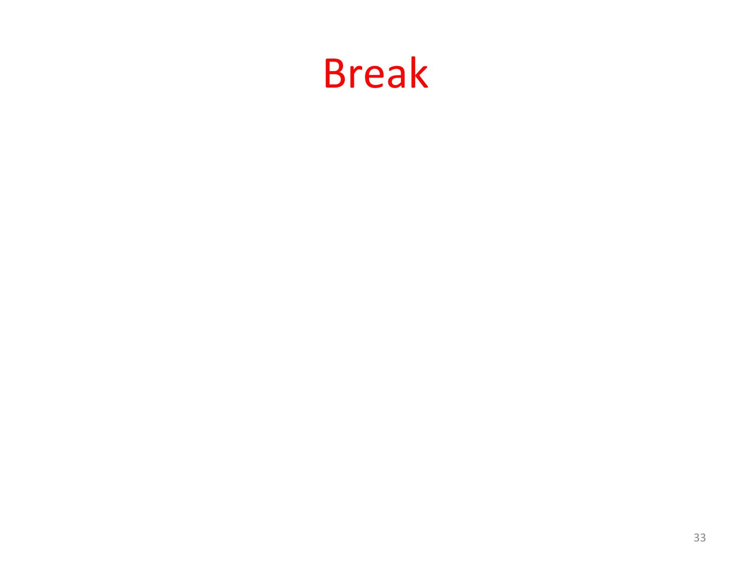# Break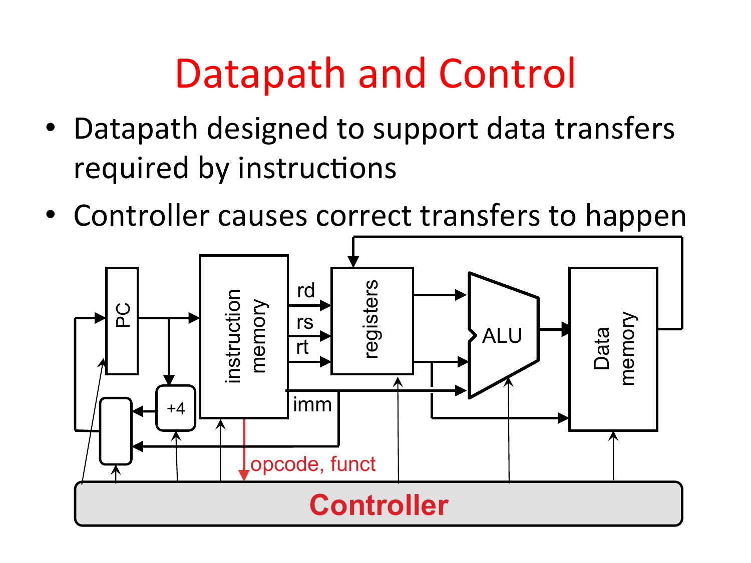# Datapath and Control

- Datapath designed to support data transfers required by instructions
- Controller causes correct transfers to happen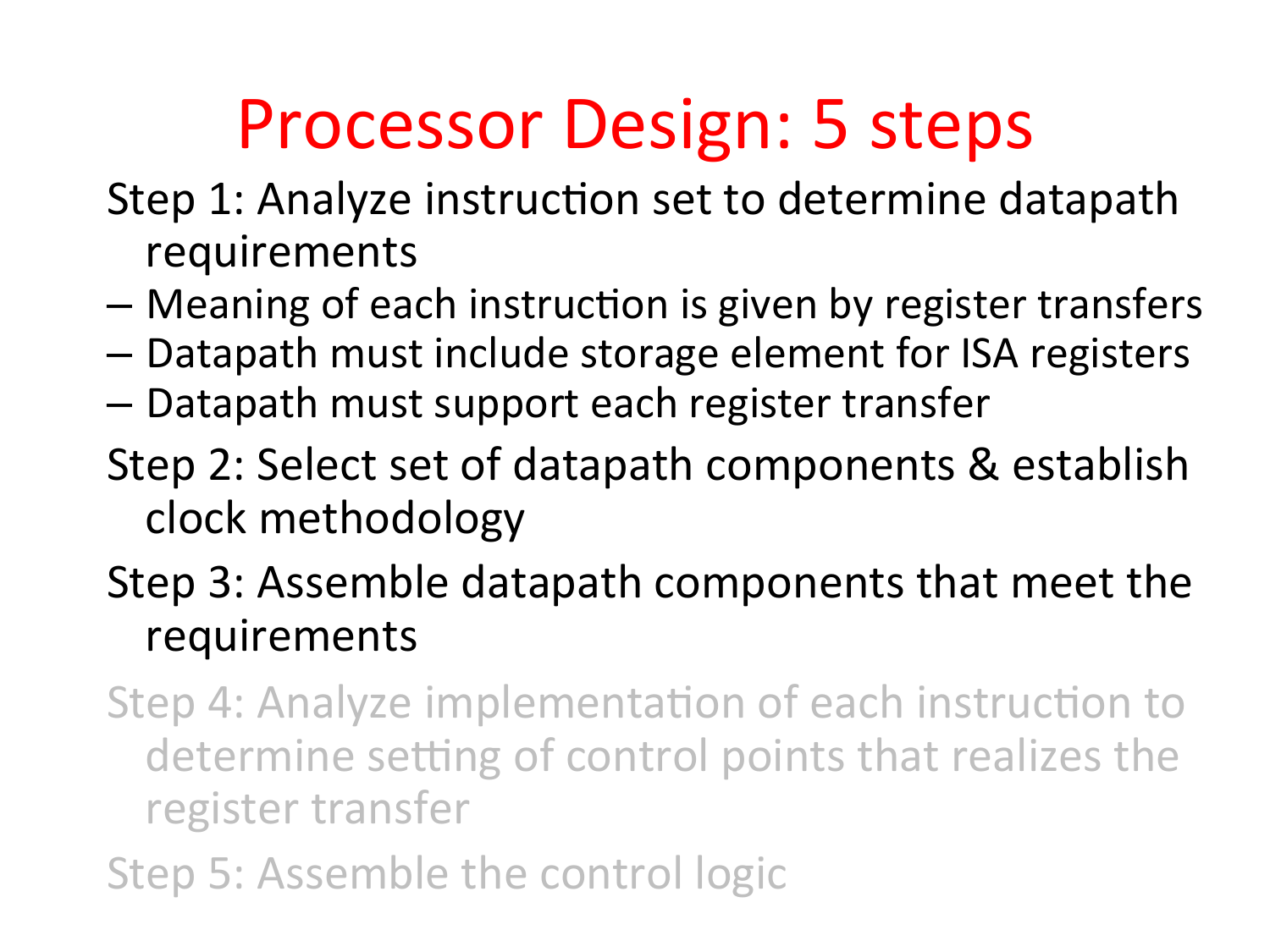# Processor Design: 5 steps

Step 1: Analyze instruction set to determine datapath requirements

- Meaning of each instruction is given by register transfers
- Datapath must include storage element for ISA registers
- Datapath must support each register transfer

Step 2: Select set of datapath components & establish clock methodology

Step 3: Assemble datapath components that meet the requirements

Step 4: Analyze implementation of each instruction to determine setting of control points that realizes the register transfer

Step 5: Assemble the control logic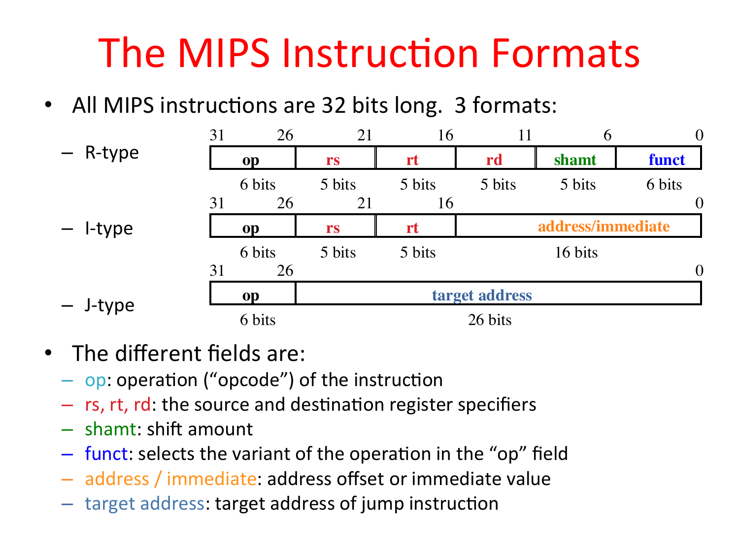# The MIPS Instruction Formats

- All MIPS instructions are 32 bits long. 3 formats:
  - R-type

| 31–26 | 21 | 16 | 11 | 6 | 0 |
|---|---|---|---|---|---|
| **op** | **rs** | **rt** | **rd** | **shamt** | **funct** |
| 6 bits | 5 bits | 5 bits | 5 bits | 5 bits | 6 bits |

  - I-type

| 31–26 | 21 | 16 | 0 |
|---|---|---|---|
| **op** | **rs** | **rt** | **address/immediate** |
| 6 bits | 5 bits | 5 bits | 16 bits |

  - J-type

| 31–26 | 0 |
|---|---|
| **op** | **target address** |
| 6 bits | 26 bits |

- The different fields are:
  - op: operation (“opcode”) of the instruction
  - rs, rt, rd: the source and destination register specifiers
  - shamt: shift amount
  - funct: selects the variant of the operation in the “op” field
  - address / immediate: address offset or immediate value
  - target address: target address of jump instruction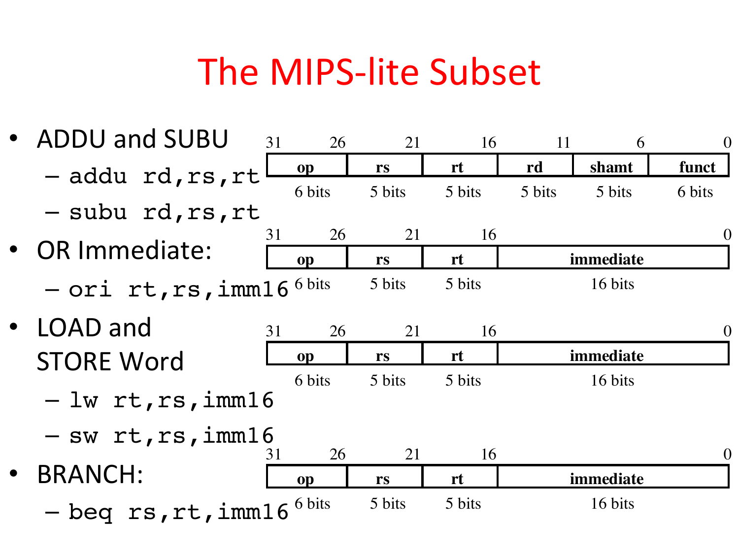# The MIPS-lite Subset

- ADDU and SUBU
  - `addu rd,rs,rt`
  - `subu rd,rs,rt`

| op | rs | rt | rd | shamt | funct |
|---|---|---|---|---|---|
| 31–26 | 25–21 | 20–16 | 15–11 | 10–6 | 5–0 |
| 6 bits | 5 bits | 5 bits | 5 bits | 5 bits | 6 bits |

- OR Immediate:
  - `ori rt,rs,imm16`

| op | rs | rt | immediate |
|---|---|---|---|
| 31–26 | 25–21 | 20–16 | 15–0 |
| 6 bits | 5 bits | 5 bits | 16 bits |

- LOAD and STORE Word
  - `lw rt,rs,imm16`
  - `sw rt,rs,imm16`

| op | rs | rt | immediate |
|---|---|---|---|
| 31–26 | 25–21 | 20–16 | 15–0 |
| 6 bits | 5 bits | 5 bits | 16 bits |

- BRANCH:
  - `beq rs,rt,imm16`

| op | rs | rt | immediate |
|---|---|---|---|
| 31–26 | 25–21 | 20–16 | 15–0 |
| 6 bits | 5 bits | 5 bits | 16 bits |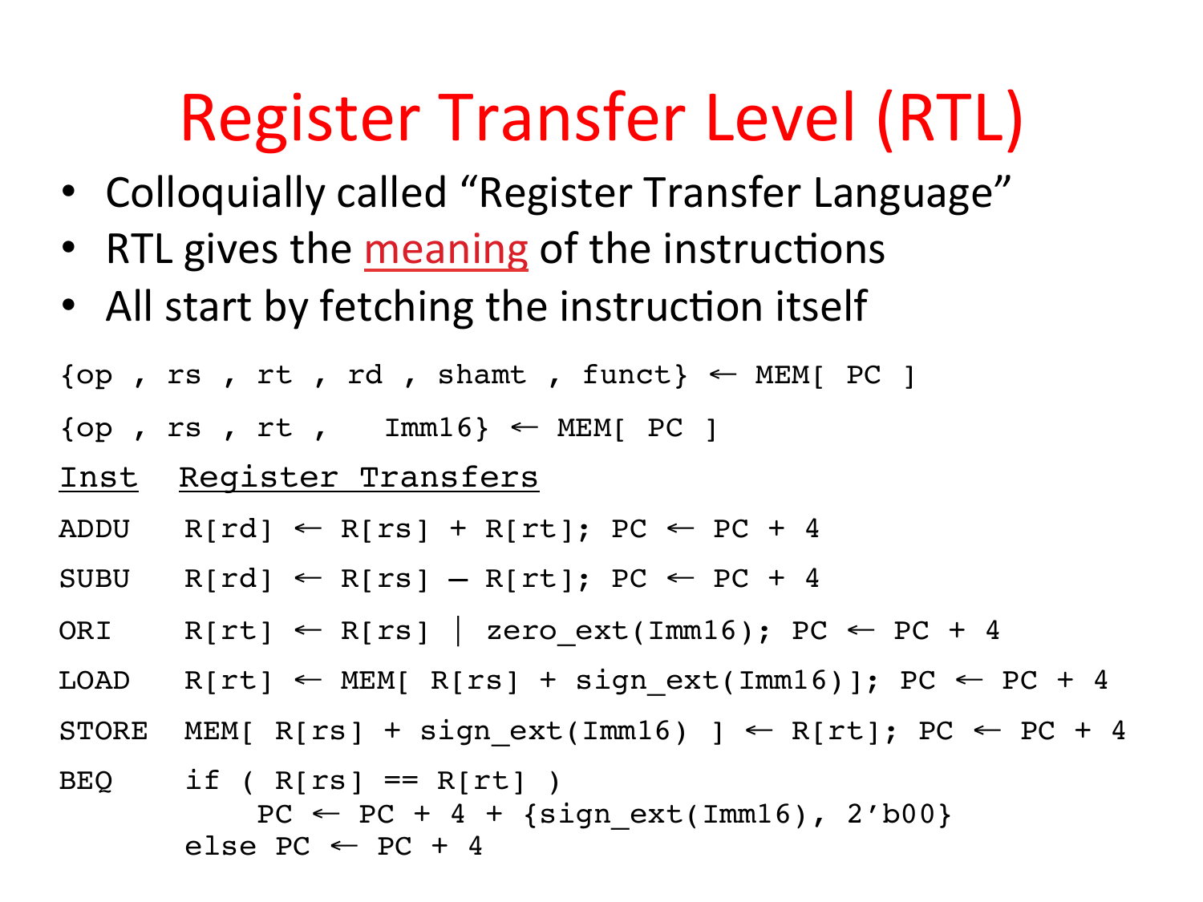# Register Transfer Level (RTL)

- Colloquially called "Register Transfer Language"
- RTL gives the meaning of the instructions
- All start by fetching the instruction itself

```
{op , rs , rt , rd , shamt , funct} ← MEM[ PC ]

{op , rs , rt ,   Imm16} ← MEM[ PC ]
```

```
Inst   Register Transfers

ADDU   R[rd] ← R[rs] + R[rt]; PC ← PC + 4

SUBU   R[rd] ← R[rs] – R[rt]; PC ← PC + 4

ORI    R[rt] ← R[rs] | zero_ext(Imm16); PC ← PC + 4

LOAD   R[rt] ← MEM[ R[rs] + sign_ext(Imm16)]; PC ← PC + 4

STORE  MEM[ R[rs] + sign_ext(Imm16) ] ← R[rt]; PC ← PC + 4

BEQ    if ( R[rs] == R[rt] )
           PC ← PC + 4 + {sign_ext(Imm16), 2'b00}
       else PC ← PC + 4
```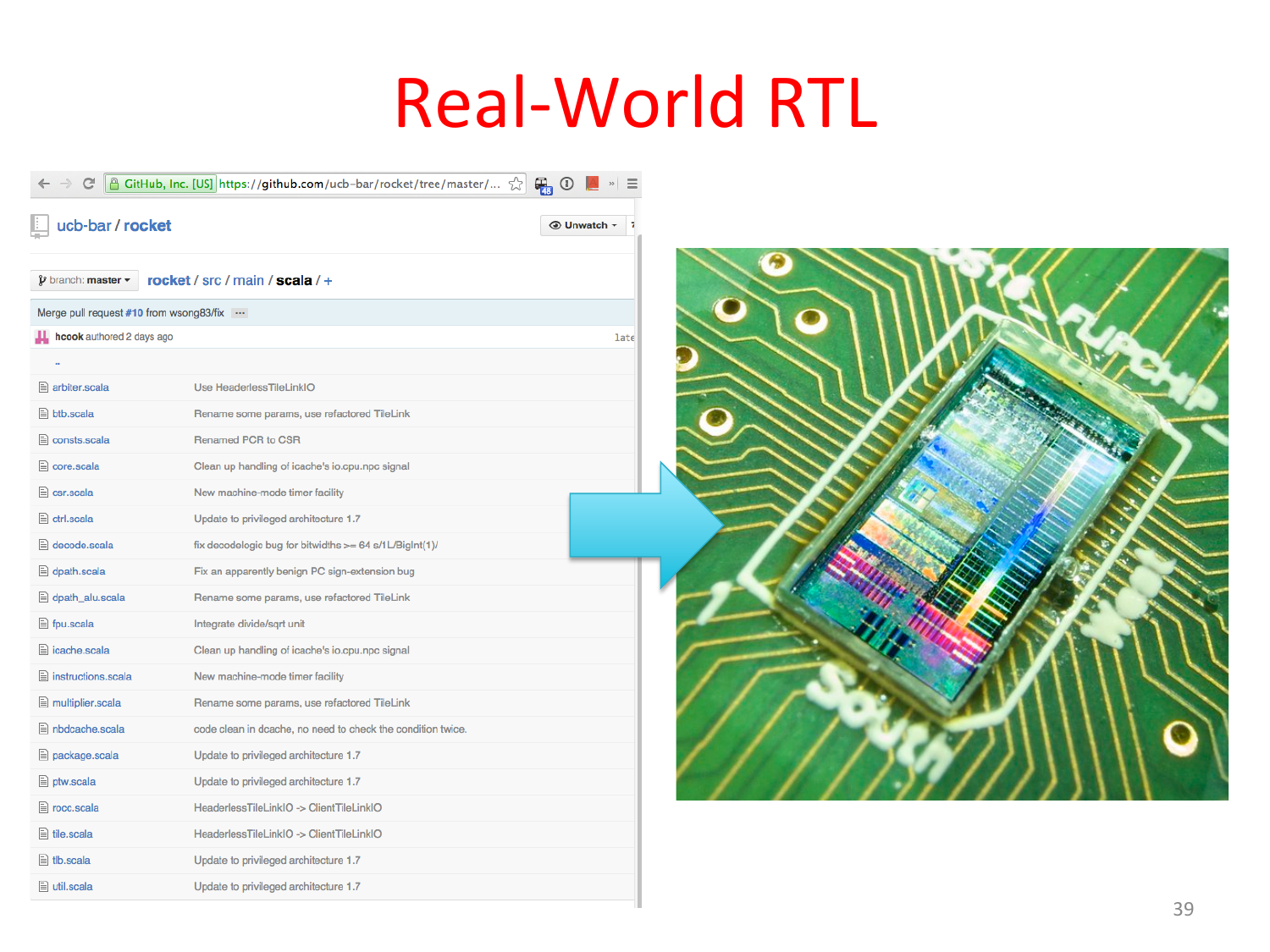# Real-World RTL

ucb-bar / rocket

branch: master — rocket / src / main / scala / +

Merge pull request #10 from wsong83/fix

hcook authored 2 days ago

| File | Commit message |
| --- | --- |
| arbiter.scala | Use HeaderlessTileLinkIO |
| btb.scala | Rename some params, use refactored TileLink |
| consts.scala | Renamed PCR to CSR |
| core.scala | Clean up handling of icache's io.cpu.npc signal |
| csr.scala | New machine-mode timer facility |
| ctrl.scala | Update to privileged architecture 1.7 |
| decode.scala | fix decodologic bug for bitwidths >= 64 s/1L/BigInt(1)/ |
| dpath.scala | Fix an apparently benign PC sign-extension bug |
| dpath_alu.scala | Rename some params, use refactored TileLink |
| fpu.scala | Integrate divide/sqrt unit |
| icache.scala | Clean up handling of icache's io.cpu.npc signal |
| instructions.scala | New machine-mode timer facility |
| multiplier.scala | Rename some params, use refactored TileLink |
| nbdcache.scala | code clean in dcache, no need to check the condition twice. |
| package.scala | Update to privileged architecture 1.7 |
| ptw.scala | Update to privileged architecture 1.7 |
| rocc.scala | HeaderlessTileLinkIO -> ClientTileLinkIO |
| tile.scala | HeaderlessTileLinkIO -> ClientTileLinkIO |
| tlb.scala | Update to privileged architecture 1.7 |
| util.scala | Update to privileged architecture 1.7 |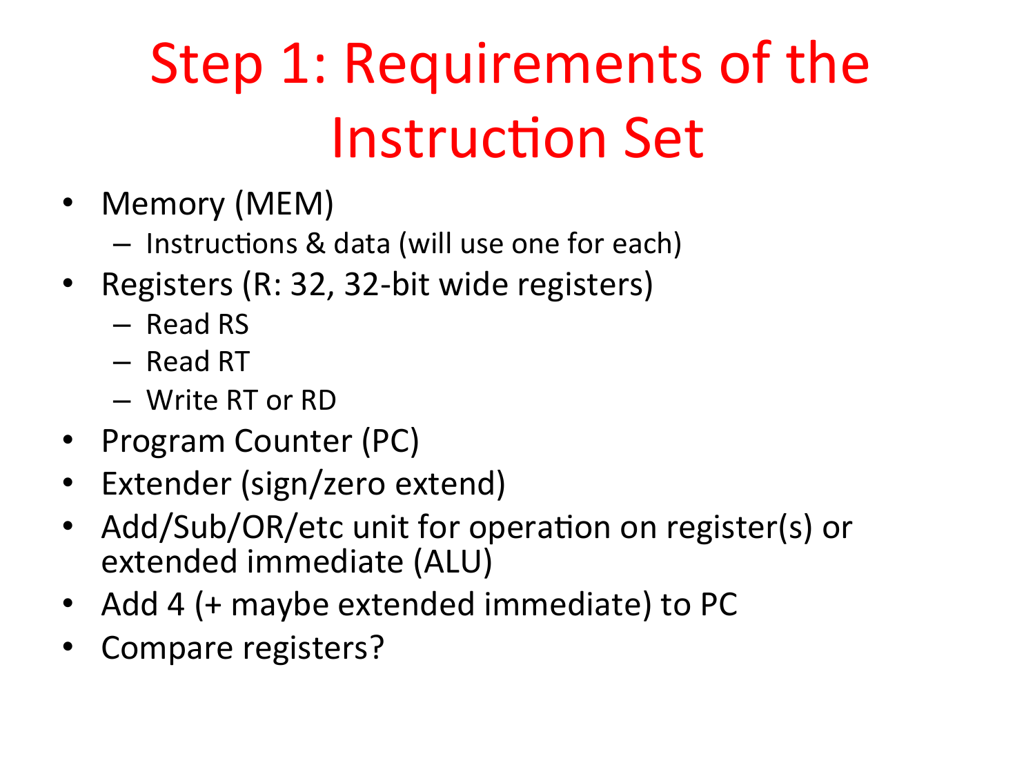# Step 1: Requirements of the Instruction Set

- Memory (MEM)
  - Instructions & data (will use one for each)
- Registers (R: 32, 32-bit wide registers)
  - Read RS
  - Read RT
  - Write RT or RD
- Program Counter (PC)
- Extender (sign/zero extend)
- Add/Sub/OR/etc unit for operation on register(s) or extended immediate (ALU)
- Add 4 (+ maybe extended immediate) to PC
- Compare registers?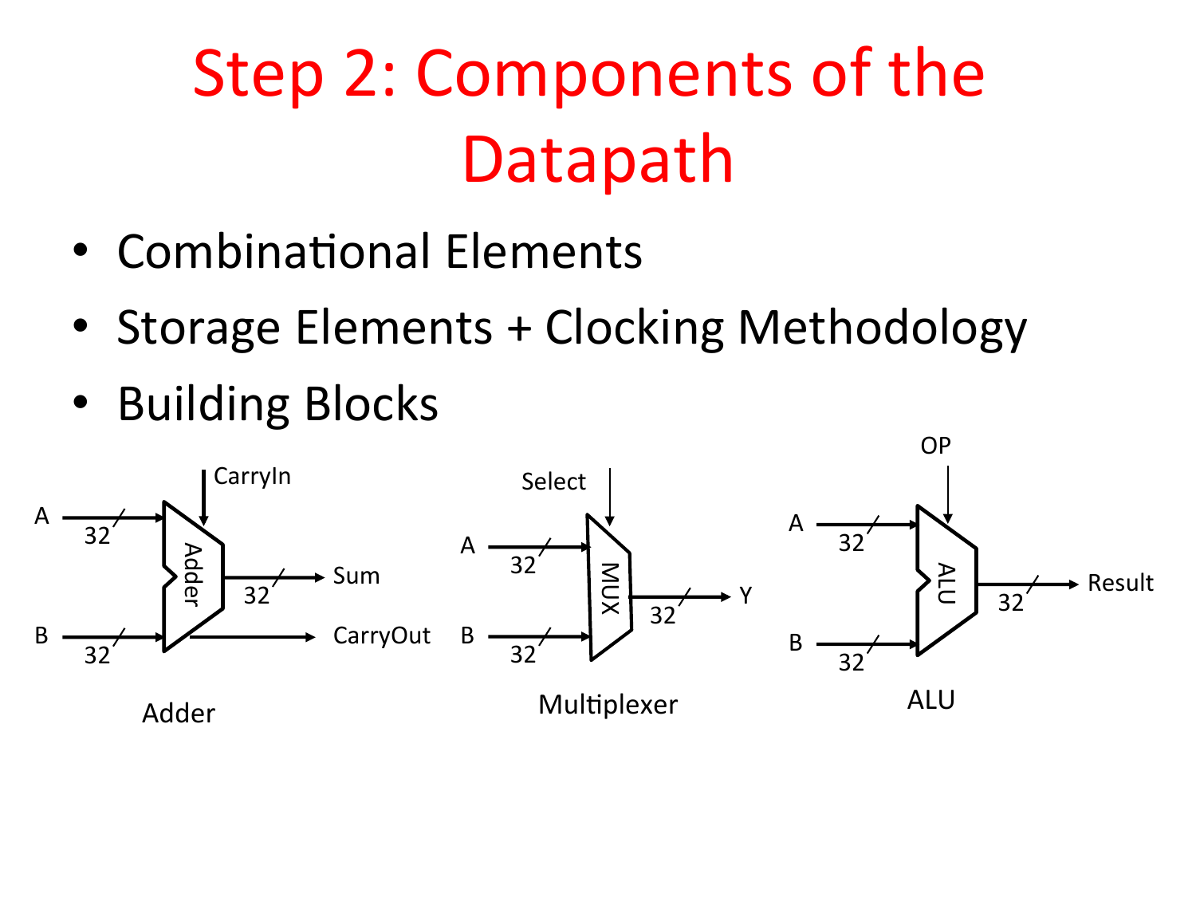# Step 2: Components of the Datapath

- Combinational Elements
- Storage Elements + Clocking Methodology
- Building Blocks

Adder

Multiplexer

ALU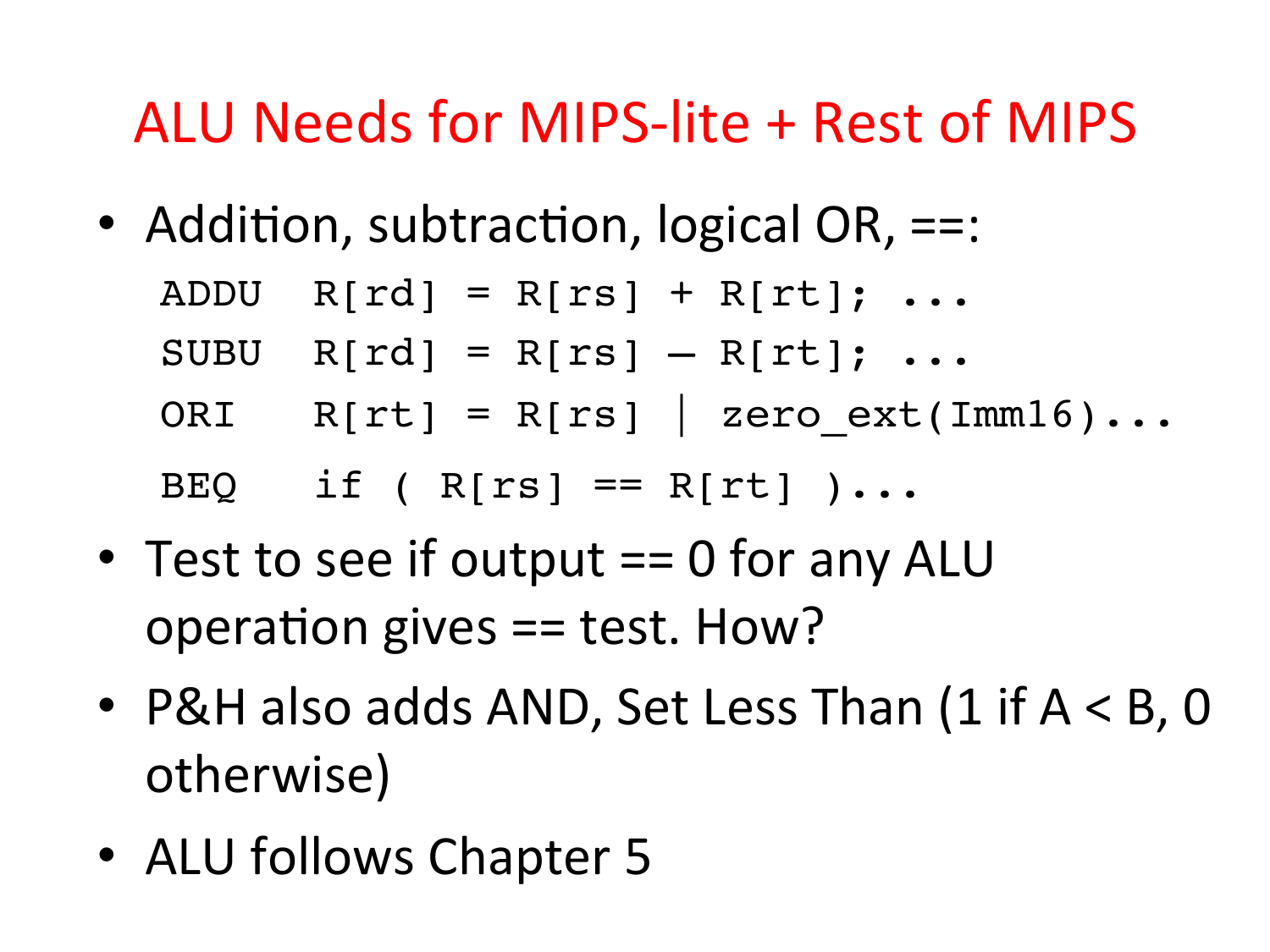# ALU Needs for MIPS-lite + Rest of MIPS

- Addition, subtraction, logical OR, ==:

```
ADDU  R[rd] = R[rs] + R[rt]; ...
SUBU  R[rd] = R[rs] – R[rt]; ...
ORI   R[rt] = R[rs] | zero_ext(Imm16)...
BEQ   if ( R[rs] == R[rt] )...
```

- Test to see if output == 0 for any ALU operation gives == test. How?
- P&H also adds AND, Set Less Than (1 if A < B, 0 otherwise)
- ALU follows Chapter 5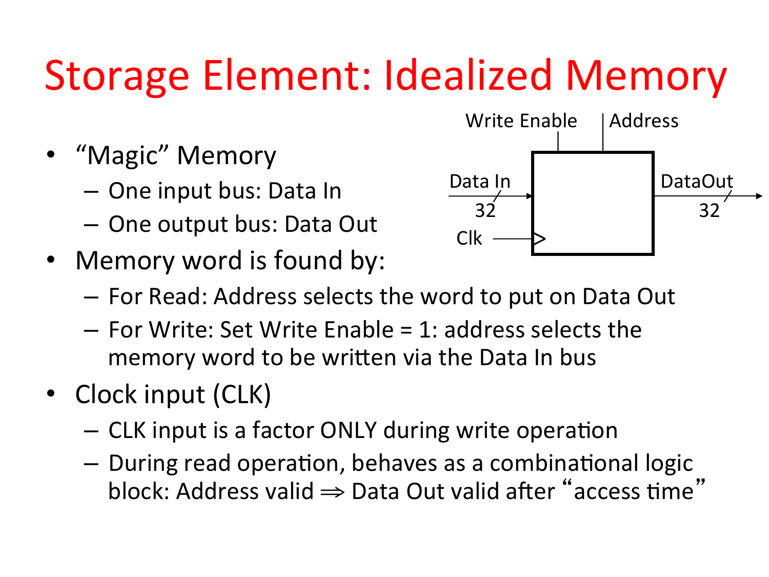# Storage Element: Idealized Memory

- "Magic" Memory
  - One input bus: Data In
  - One output bus: Data Out
- Memory word is found by:
  - For Read: Address selects the word to put on Data Out
  - For Write: Set Write Enable = 1: address selects the memory word to be written via the Data In bus
- Clock input (CLK)
  - CLK input is a factor ONLY during write operation
  - During read operation, behaves as a combinational logic block: Address valid $\Rightarrow$ Data Out valid after "access time"

Write Enable | Address

Data In 32 | Clk | DataOut 32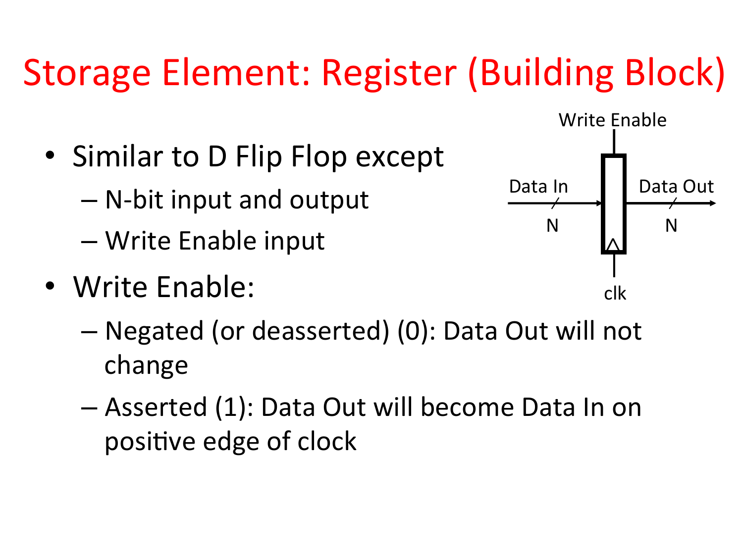# Storage Element: Register (Building Block)

- Similar to D Flip Flop except
  - N-bit input and output
  - Write Enable input
- Write Enable:
  - Negated (or deasserted) (0): Data Out will not change
  - Asserted (1): Data Out will become Data In on positive edge of clock

Write Enable

Data In N

Data Out N

clk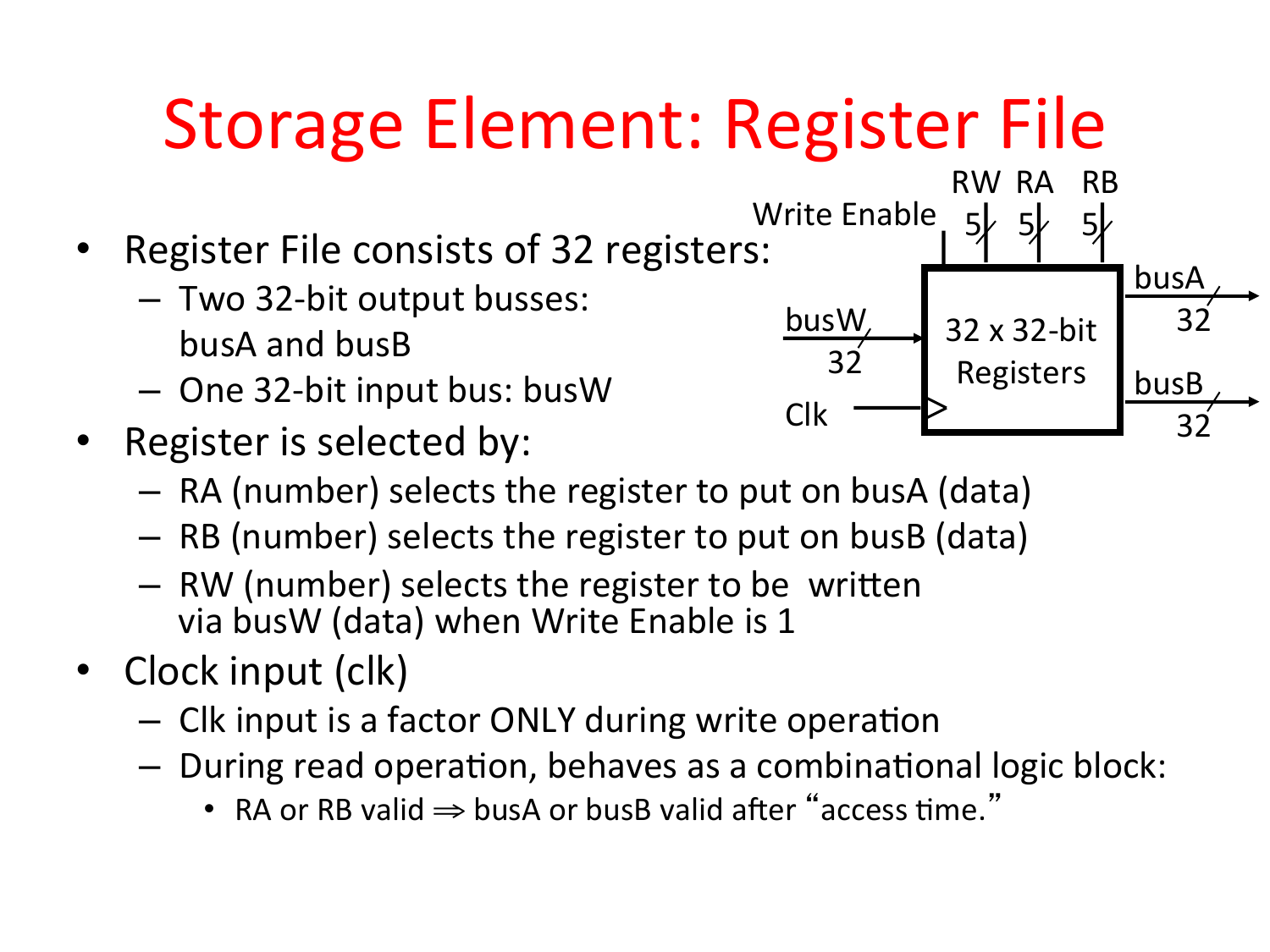# Storage Element: Register File

- Register File consists of 32 registers:
  - Two 32-bit output busses: busA and busB
  - One 32-bit input bus: busW
- Register is selected by:
  - RA (number) selects the register to put on busA (data)
  - RB (number) selects the register to put on busB (data)
  - RW (number) selects the register to be written via busW (data) when Write Enable is 1
- Clock input (clk)
  - Clk input is a factor ONLY during write operation
  - During read operation, behaves as a combinational logic block:
    - RA or RB valid ⇒ busA or busB valid after "access time."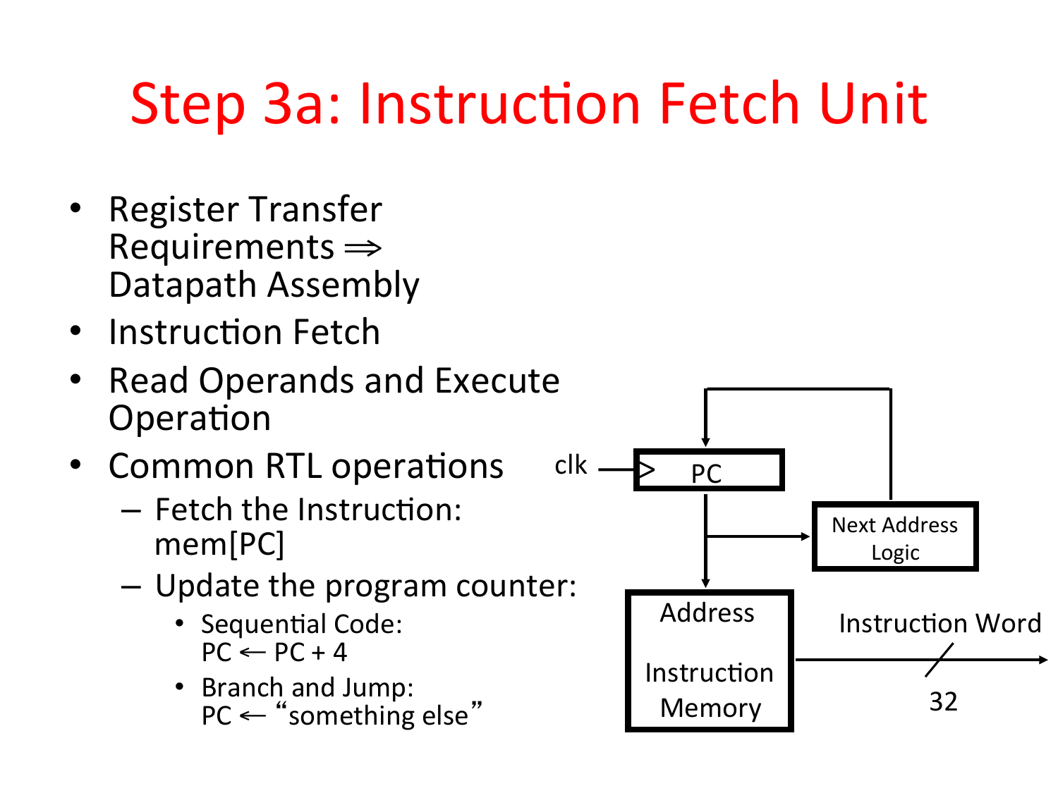# Step 3a: Instruction Fetch Unit

- Register Transfer Requirements ⇒ Datapath Assembly
- Instruction Fetch
- Read Operands and Execute Operation
- Common RTL operations
  - Fetch the Instruction: mem[PC]
  - Update the program counter:
    - Sequential Code: PC ← PC + 4
    - Branch and Jump: PC ← "something else"

clk

PC

Next Address Logic

Address

Instruction Memory

Instruction Word

32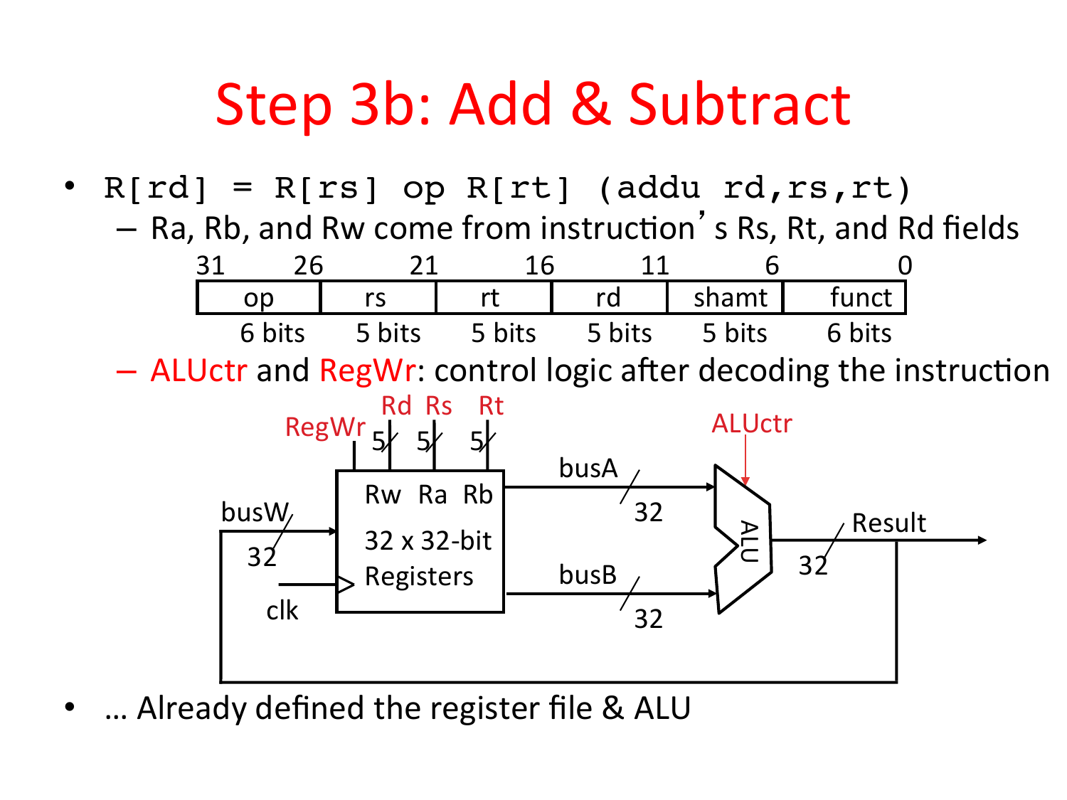# Step 3b: Add & Subtract

- `R[rd] = R[rs] op R[rt] (addu rd,rs,rt)`
  - Ra, Rb, and Rw come from instruction's Rs, Rt, and Rd fields

| 31–26 | 25–21 | 20–16 | 15–11 | 10–6 | 5–0 |
|---|---|---|---|---|---|
| op | rs | rt | rd | shamt | funct |
| 6 bits | 5 bits | 5 bits | 5 bits | 5 bits | 6 bits |

  - ALUctr and RegWr: control logic after decoding the instruction

- … Already defined the register file & ALU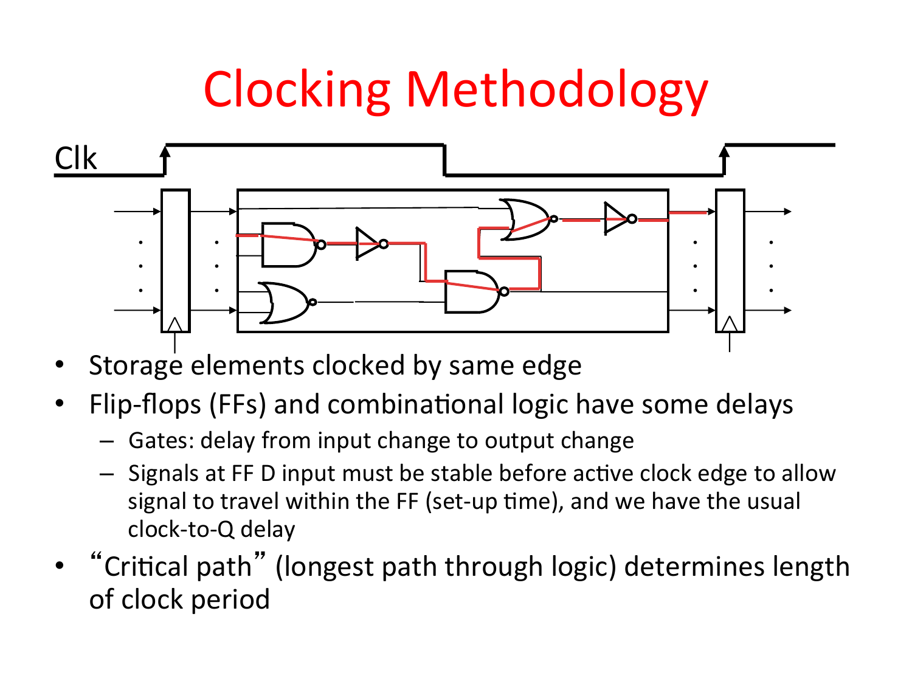# Clocking Methodology

- Storage elements clocked by same edge
- Flip-flops (FFs) and combinational logic have some delays
  - Gates: delay from input change to output change
  - Signals at FF D input must be stable before active clock edge to allow signal to travel within the FF (set-up time), and we have the usual clock-to-Q delay
- "Critical path" (longest path through logic) determines length of clock period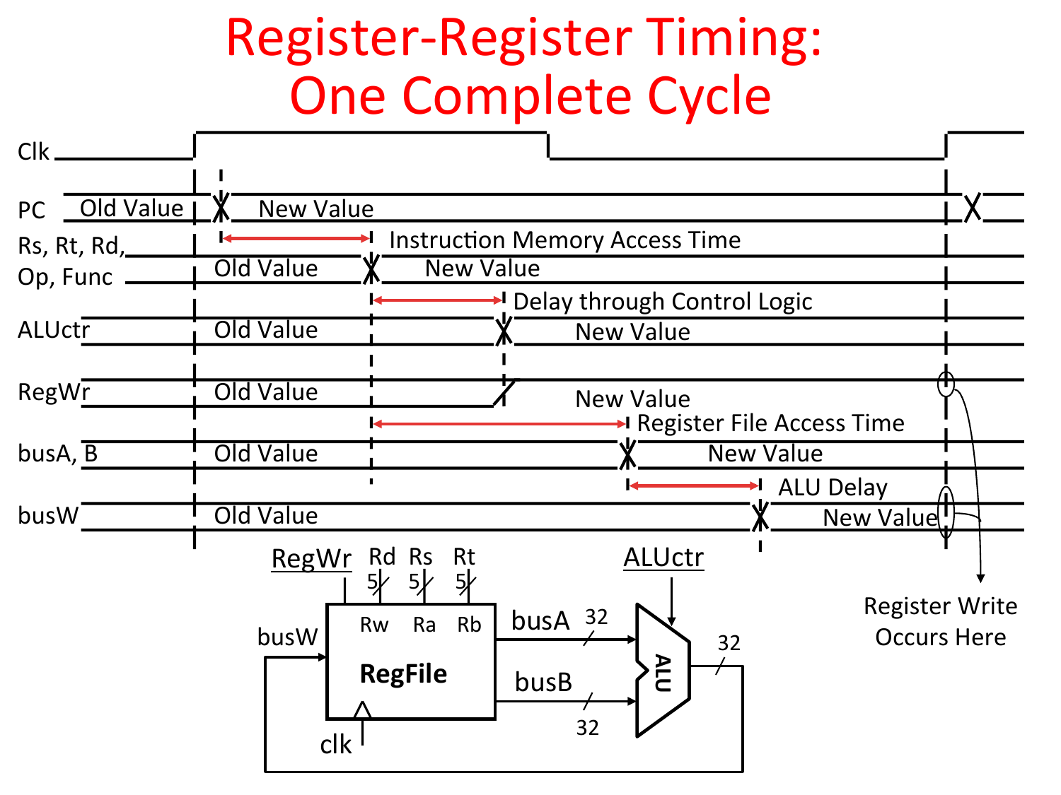# Register-Register Timing: One Complete Cycle

Clk

PC — Old Value | New Value

Rs, Rt, Rd, Op, Func — Old Value | New Value (Instruction Memory Access Time)

ALUctr — Old Value | New Value (Delay through Control Logic)

RegWr — Old Value | New Value

busA, B — Old Value | New Value (Register File Access Time)

busW — Old Value | New Value (ALU Delay)

Register Write Occurs Here

RegWr, Rd, Rs, Rt (5, 5, 5), Rw, Ra, Rb, RegFile, busW, clk, busA (32), busB (32), ALUctr, ALU (32)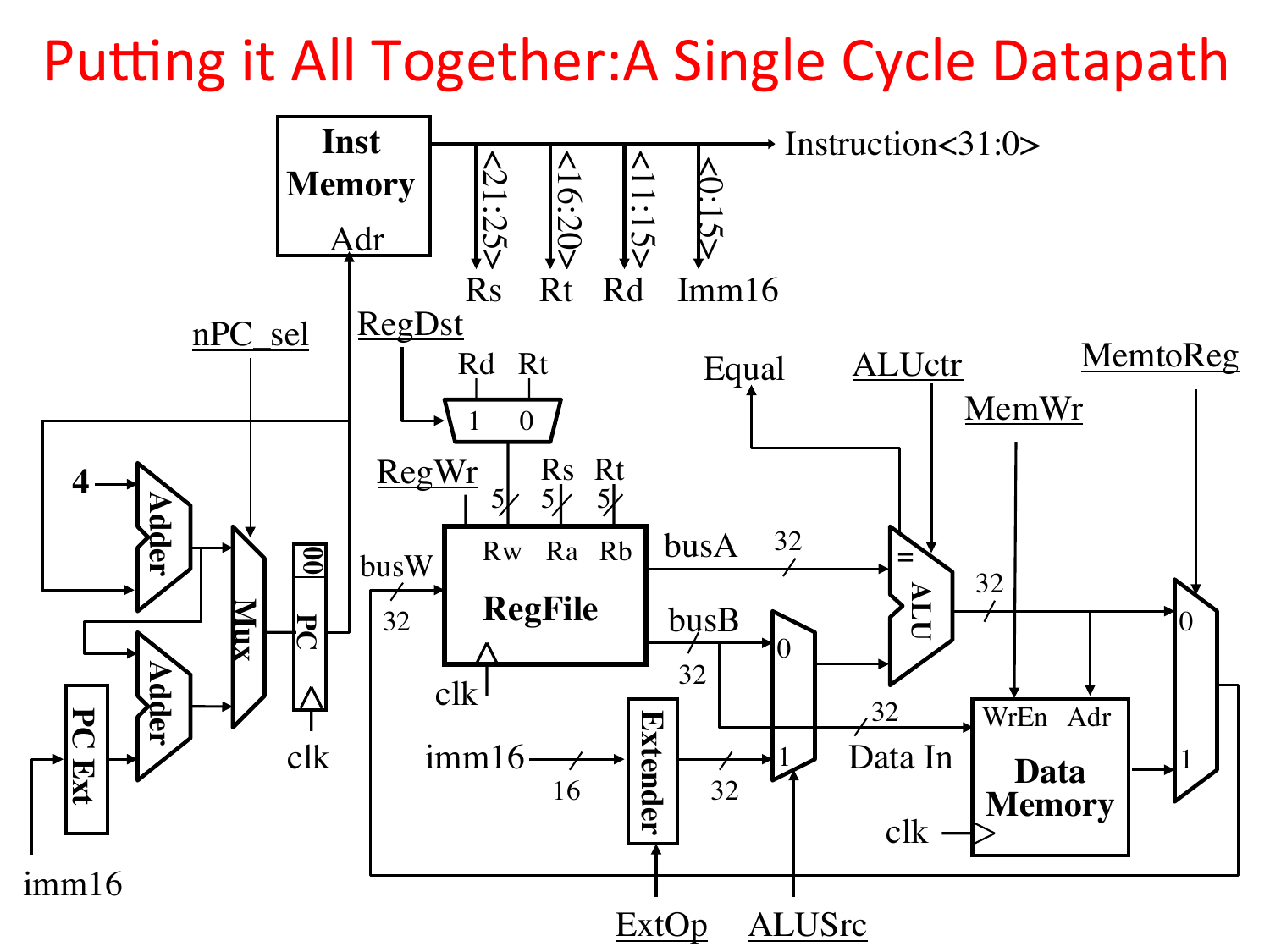# Putting it All Together:A Single Cycle Datapath

Inst Memory

Adr

Instruction<31:0>

<21:25> <16:20> <11:15> <0:15>

Rs Rt Rd Imm16

nPC_sel

RegDst

Rd Rt

1 0

Equal

ALUctr

MemtoReg

MemWr

4

Adder

Adder

Mux

00

PC

clk

PC Ext

imm16

RegWr

5 5 5

Rs Rt

busW

32

Rw Ra Rb

RegFile

clk

busA

32

busB

32

=

ALU

32

0

1

32

Data In

WrEn Adr

Data Memory

clk

0

1

imm16

16

Extender

32

ExtOp

ALUSrc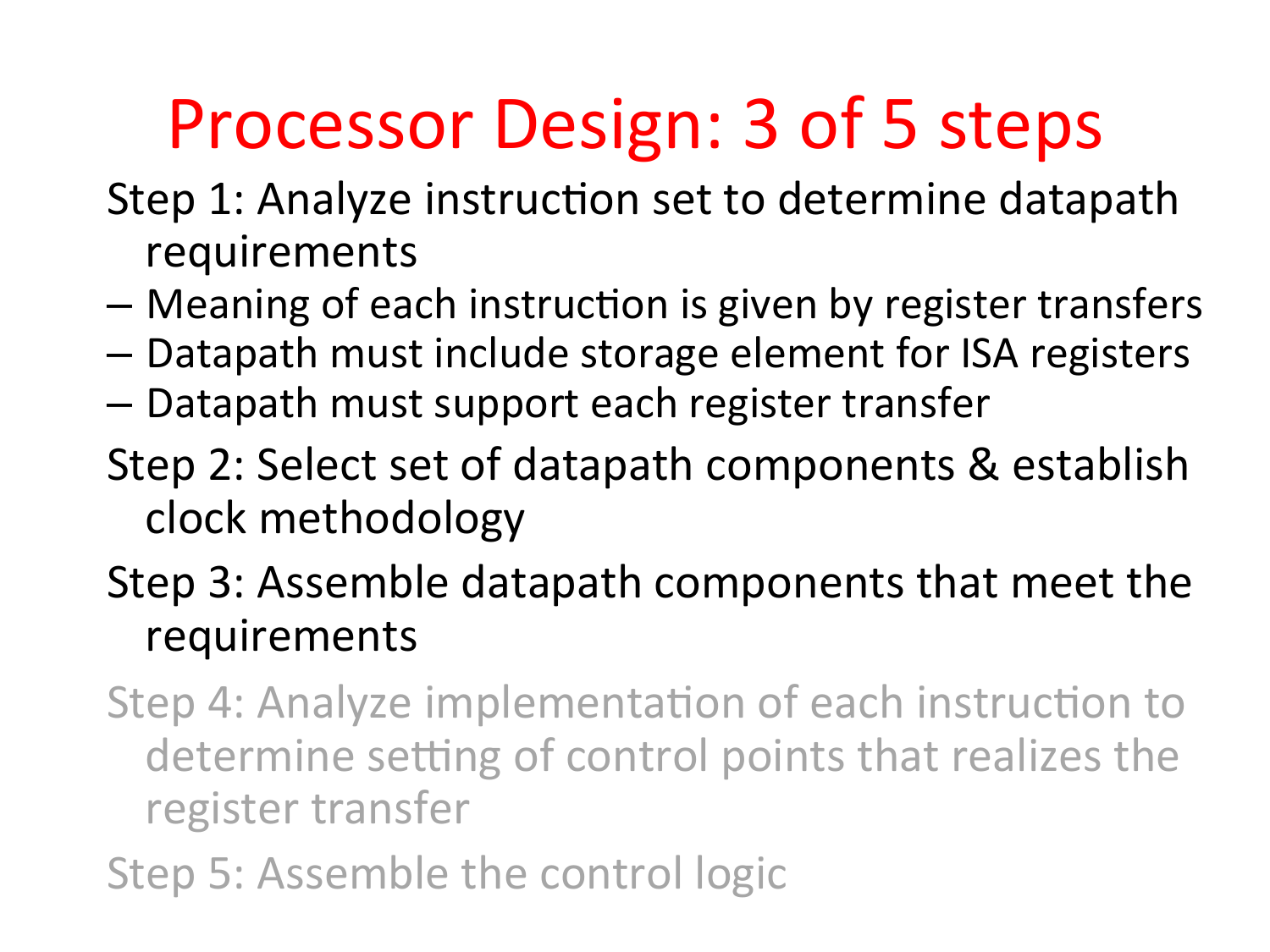# Processor Design: 3 of 5 steps

Step 1: Analyze instruction set to determine datapath requirements

- Meaning of each instruction is given by register transfers
- Datapath must include storage element for ISA registers
- Datapath must support each register transfer

Step 2: Select set of datapath components & establish clock methodology

Step 3: Assemble datapath components that meet the requirements

Step 4: Analyze implementation of each instruction to determine setting of control points that realizes the register transfer

Step 5: Assemble the control logic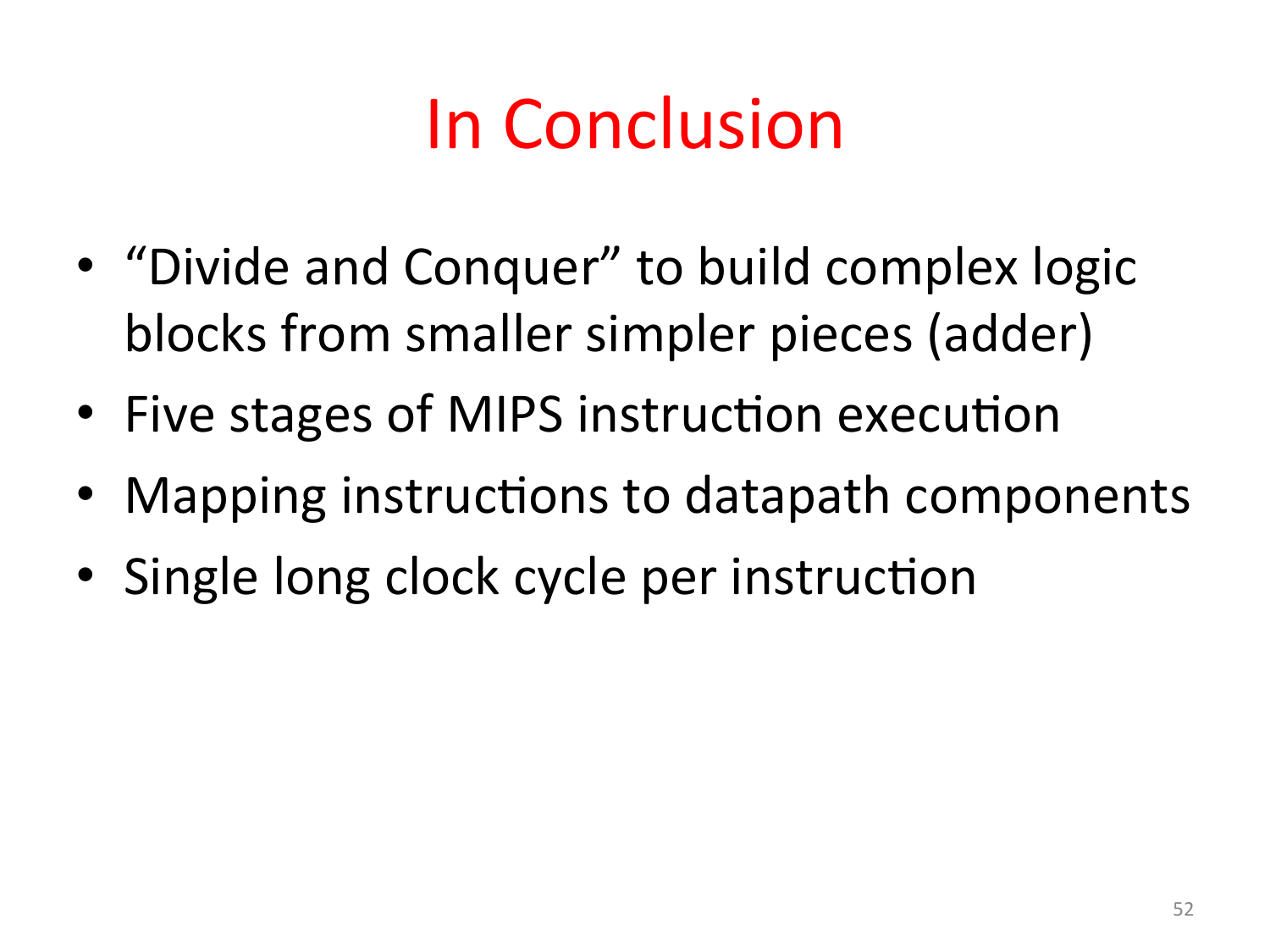# In Conclusion

- "Divide and Conquer" to build complex logic blocks from smaller simpler pieces (adder)
- Five stages of MIPS instruction execution
- Mapping instructions to datapath components
- Single long clock cycle per instruction